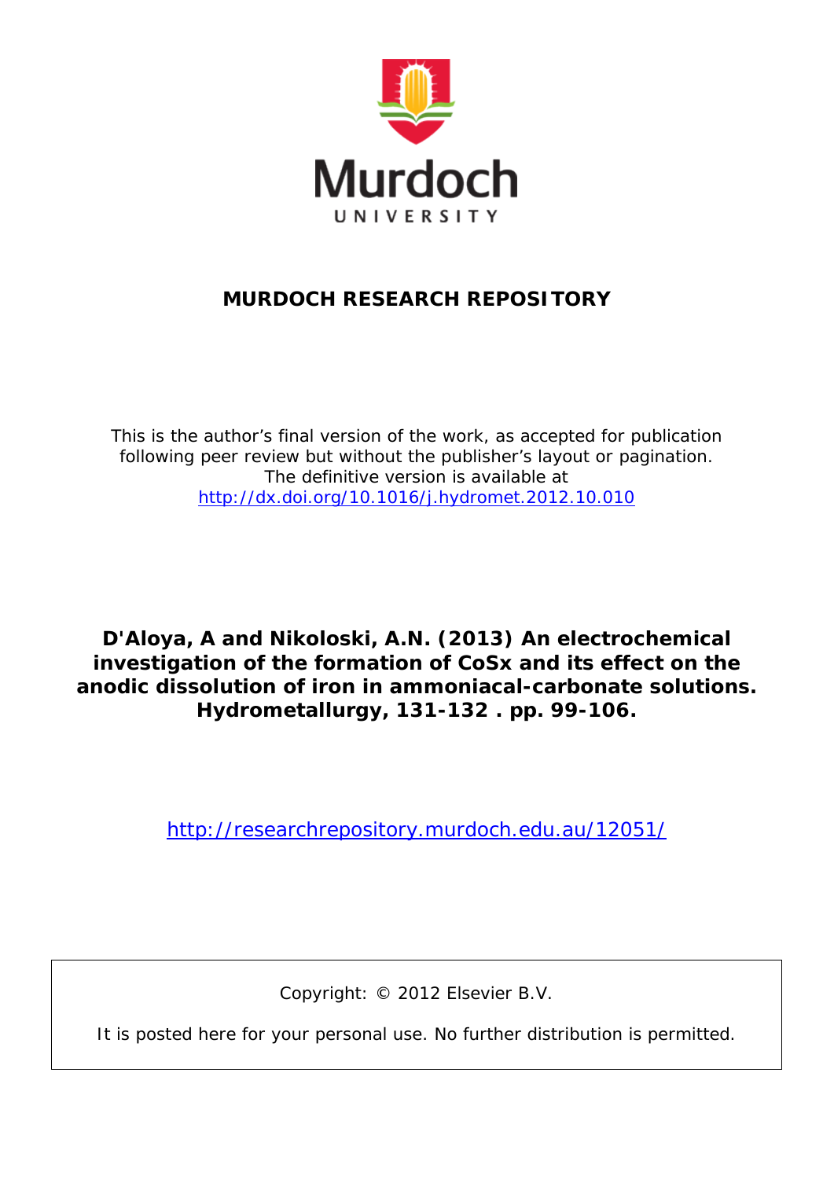**MURDOCH RESEARCH REPOSITORY**

This is the author's final version of the work, as accepted for publication following peer review but without the publisher's layout or pagination. The definitive version is available at http://dx.doi.org/10.1016/j.hydromet.2012.10.010

**D'Aloya, A and Nikoloski, A.N. (2013) An electrochemical investigation of the formation of CoSx and its effect on the anodic dissolution of iron in ammoniacal-carbonate solutions. Hydrometallurgy, 131-132 . pp. 99-106.**

http://researchrepository.murdoch.edu.au/12051/

Copyright: © 2012 Elsevier B.V.

It is posted here for your personal use. No further distribution is permitted.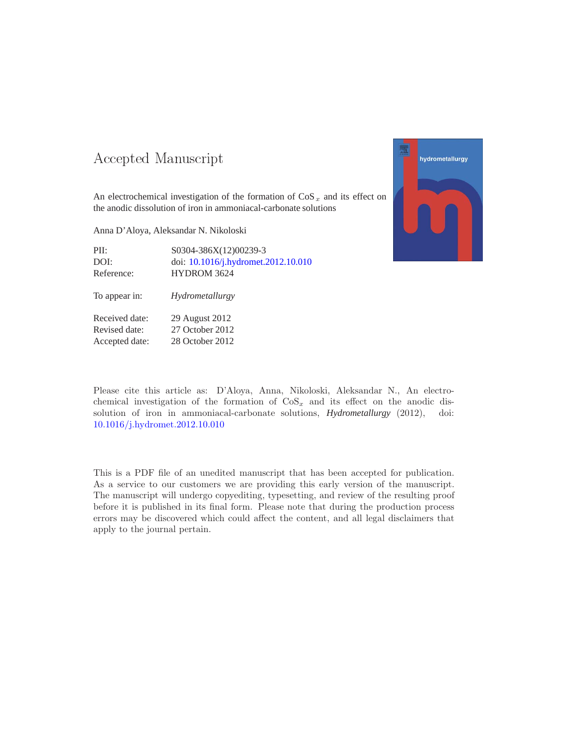# Accepted Manuscript

An electrochemical investigation of the formation of $CoS_x$ and its effect on the anodic dissolution of iron in ammoniacal-carbonate solutions

Anna D'Aloya, Aleksandar N. Nikoloski

| | |
|---|---|
| PII: | S0304-386X(12)00239-3 |
| DOI: | doi: 10.1016/j.hydromet.2012.10.010 |
| Reference: | HYDROM 3624 |
| To appear in: | *Hydrometallurgy* |
| Received date: | 29 August 2012 |
| Revised date: | 27 October 2012 |
| Accepted date: | 28 October 2012 |

Please cite this article as: D'Aloya, Anna, Nikoloski, Aleksandar N., An electrochemical investigation of the formation of $CoS_x$ and its effect on the anodic dissolution of iron in ammoniacal-carbonate solutions, *Hydrometallurgy* (2012), doi: 10.1016/j.hydromet.2012.10.010

This is a PDF file of an unedited manuscript that has been accepted for publication. As a service to our customers we are providing this early version of the manuscript. The manuscript will undergo copyediting, typesetting, and review of the resulting proof before it is published in its final form. Please note that during the production process errors may be discovered which could affect the content, and all legal disclaimers that apply to the journal pertain.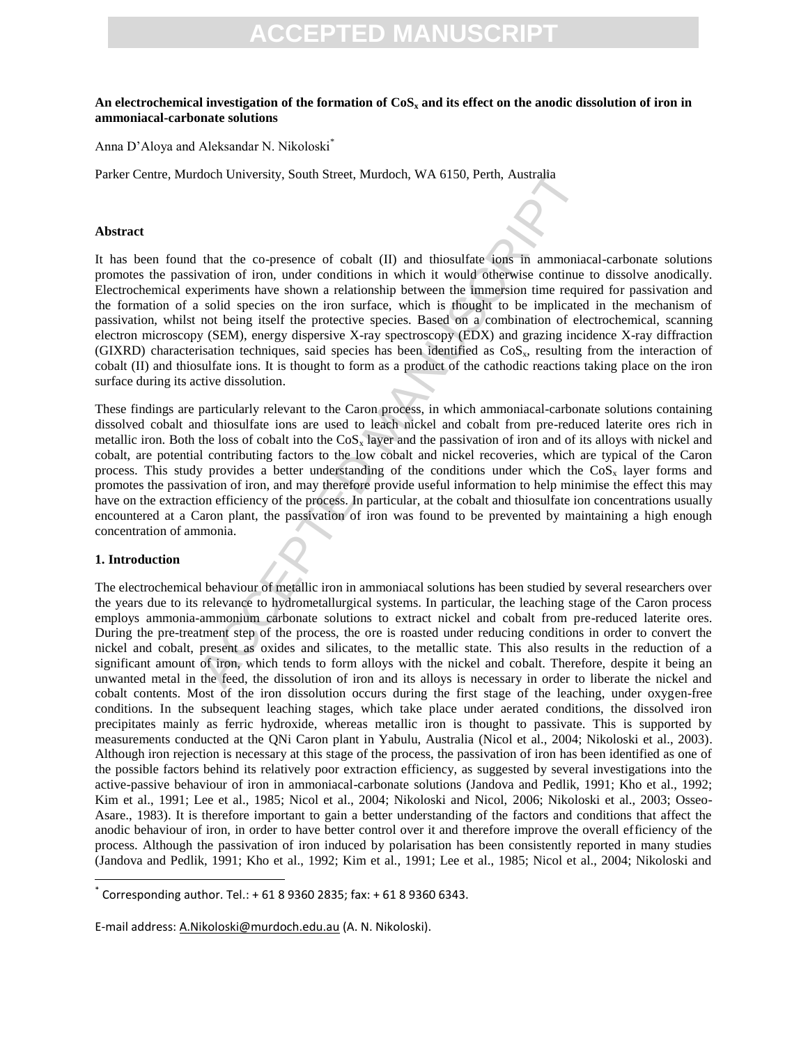**An electrochemical investigation of the formation of $CoS_x$ and its effect on the anodic dissolution of iron in ammoniacal-carbonate solutions**

Anna D'Aloya and Aleksandar N. Nikoloski*

Parker Centre, Murdoch University, South Street, Murdoch, WA 6150, Perth, Australia

## Abstract

It has been found that the co-presence of cobalt (II) and thiosulfate ions in ammoniacal-carbonate solutions promotes the passivation of iron, under conditions in which it would otherwise continue to dissolve anodically. Electrochemical experiments have shown a relationship between the immersion time required for passivation and the formation of a solid species on the iron surface, which is thought to be implicated in the mechanism of passivation, whilst not being itself the protective species. Based on a combination of electrochemical, scanning electron microscopy (SEM), energy dispersive X-ray spectroscopy (EDX) and grazing incidence X-ray diffraction (GIXRD) characterisation techniques, said species has been identified as $CoS_x$, resulting from the interaction of cobalt (II) and thiosulfate ions. It is thought to form as a product of the cathodic reactions taking place on the iron surface during its active dissolution.

These findings are particularly relevant to the Caron process, in which ammoniacal-carbonate solutions containing dissolved cobalt and thiosulfate ions are used to leach nickel and cobalt from pre-reduced laterite ores rich in metallic iron. Both the loss of cobalt into the $CoS_x$ layer and the passivation of iron and of its alloys with nickel and cobalt, are potential contributing factors to the low cobalt and nickel recoveries, which are typical of the Caron process. This study provides a better understanding of the conditions under which the $CoS_x$ layer forms and promotes the passivation of iron, and may therefore provide useful information to help minimise the effect this may have on the extraction efficiency of the process. In particular, at the cobalt and thiosulfate ion concentrations usually encountered at a Caron plant, the passivation of iron was found to be prevented by maintaining a high enough concentration of ammonia.

## 1. Introduction

The electrochemical behaviour of metallic iron in ammoniacal solutions has been studied by several researchers over the years due to its relevance to hydrometallurgical systems. In particular, the leaching stage of the Caron process employs ammonia-ammonium carbonate solutions to extract nickel and cobalt from pre-reduced laterite ores. During the pre-treatment step of the process, the ore is roasted under reducing conditions in order to convert the nickel and cobalt, present as oxides and silicates, to the metallic state. This also results in the reduction of a significant amount of iron, which tends to form alloys with the nickel and cobalt. Therefore, despite it being an unwanted metal in the feed, the dissolution of iron and its alloys is necessary in order to liberate the nickel and cobalt contents. Most of the iron dissolution occurs during the first stage of the leaching, under oxygen-free conditions. In the subsequent leaching stages, which take place under aerated conditions, the dissolved iron precipitates mainly as ferric hydroxide, whereas metallic iron is thought to passivate. This is supported by measurements conducted at the QNi Caron plant in Yabulu, Australia (Nicol et al., 2004; Nikoloski et al., 2003). Although iron rejection is necessary at this stage of the process, the passivation of iron has been identified as one of the possible factors behind its relatively poor extraction efficiency, as suggested by several investigations into the active-passive behaviour of iron in ammoniacal-carbonate solutions (Jandova and Pedlik, 1991; Kho et al., 1992; Kim et al., 1991; Lee et al., 1985; Nicol et al., 2004; Nikoloski and Nicol, 2006; Nikoloski et al., 2003; Osseo-Asare., 1983). It is therefore important to gain a better understanding of the factors and conditions that affect the anodic behaviour of iron, in order to have better control over it and therefore improve the overall efficiency of the process. Although the passivation of iron induced by polarisation has been consistently reported in many studies (Jandova and Pedlik, 1991; Kho et al., 1992; Kim et al., 1991; Lee et al., 1985; Nicol et al., 2004; Nikoloski and

* Corresponding author. Tel.: + 61 8 9360 2835; fax: + 61 8 9360 6343.

E-mail address: A.Nikoloski@murdoch.edu.au (A. N. Nikoloski).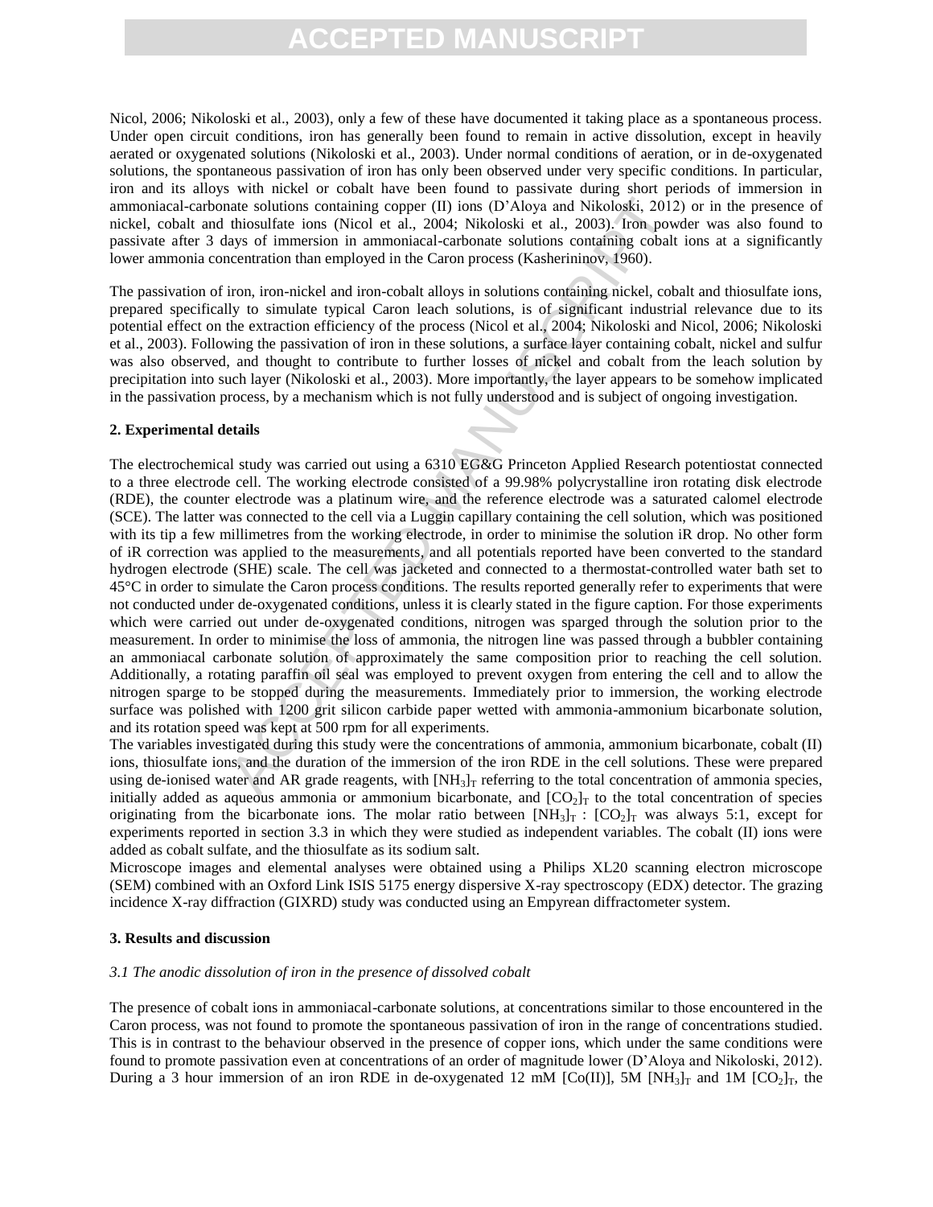Nicol, 2006; Nikoloski et al., 2003), only a few of these have documented it taking place as a spontaneous process. Under open circuit conditions, iron has generally been found to remain in active dissolution, except in heavily aerated or oxygenated solutions (Nikoloski et al., 2003). Under normal conditions of aeration, or in de-oxygenated solutions, the spontaneous passivation of iron has only been observed under very specific conditions. In particular, iron and its alloys with nickel or cobalt have been found to passivate during short periods of immersion in ammoniacal-carbonate solutions containing copper (II) ions (D'Aloya and Nikoloski, 2012) or in the presence of nickel, cobalt and thiosulfate ions (Nicol et al., 2004; Nikoloski et al., 2003). Iron powder was also found to passivate after 3 days of immersion in ammoniacal-carbonate solutions containing cobalt ions at a significantly lower ammonia concentration than employed in the Caron process (Kasherininov, 1960).

The passivation of iron, iron-nickel and iron-cobalt alloys in solutions containing nickel, cobalt and thiosulfate ions, prepared specifically to simulate typical Caron leach solutions, is of significant industrial relevance due to its potential effect on the extraction efficiency of the process (Nicol et al., 2004; Nikoloski and Nicol, 2006; Nikoloski et al., 2003). Following the passivation of iron in these solutions, a surface layer containing cobalt, nickel and sulfur was also observed, and thought to contribute to further losses of nickel and cobalt from the leach solution by precipitation into such layer (Nikoloski et al., 2003). More importantly, the layer appears to be somehow implicated in the passivation process, by a mechanism which is not fully understood and is subject of ongoing investigation.

## 2. Experimental details

The electrochemical study was carried out using a 6310 EG&G Princeton Applied Research potentiostat connected to a three electrode cell. The working electrode consisted of a 99.98% polycrystalline iron rotating disk electrode (RDE), the counter electrode was a platinum wire, and the reference electrode was a saturated calomel electrode (SCE). The latter was connected to the cell via a Luggin capillary containing the cell solution, which was positioned with its tip a few millimetres from the working electrode, in order to minimise the solution iR drop. No other form of iR correction was applied to the measurements, and all potentials reported have been converted to the standard hydrogen electrode (SHE) scale. The cell was jacketed and connected to a thermostat-controlled water bath set to 45°C in order to simulate the Caron process conditions. The results reported generally refer to experiments that were not conducted under de-oxygenated conditions, unless it is clearly stated in the figure caption. For those experiments which were carried out under de-oxygenated conditions, nitrogen was sparged through the solution prior to the measurement. In order to minimise the loss of ammonia, the nitrogen line was passed through a bubbler containing an ammoniacal carbonate solution of approximately the same composition prior to reaching the cell solution. Additionally, a rotating paraffin oil seal was employed to prevent oxygen from entering the cell and to allow the nitrogen sparge to be stopped during the measurements. Immediately prior to immersion, the working electrode surface was polished with 1200 grit silicon carbide paper wetted with ammonia-ammonium bicarbonate solution, and its rotation speed was kept at 500 rpm for all experiments.

The variables investigated during this study were the concentrations of ammonia, ammonium bicarbonate, cobalt (II) ions, thiosulfate ions, and the duration of the immersion of the iron RDE in the cell solutions. These were prepared using de-ionised water and AR grade reagents, with $[NH_3]_T$ referring to the total concentration of ammonia species, initially added as aqueous ammonia or ammonium bicarbonate, and $[CO_2]_T$ to the total concentration of species originating from the bicarbonate ions. The molar ratio between $[NH_3]_T$ : $[CO_2]_T$ was always 5:1, except for experiments reported in section 3.3 in which they were studied as independent variables. The cobalt (II) ions were added as cobalt sulfate, and the thiosulfate as its sodium salt.

Microscope images and elemental analyses were obtained using a Philips XL20 scanning electron microscope (SEM) combined with an Oxford Link ISIS 5175 energy dispersive X-ray spectroscopy (EDX) detector. The grazing incidence X-ray diffraction (GIXRD) study was conducted using an Empyrean diffractometer system.

## 3. Results and discussion

### *3.1 The anodic dissolution of iron in the presence of dissolved cobalt*

The presence of cobalt ions in ammoniacal-carbonate solutions, at concentrations similar to those encountered in the Caron process, was not found to promote the spontaneous passivation of iron in the range of concentrations studied. This is in contrast to the behaviour observed in the presence of copper ions, which under the same conditions were found to promote passivation even at concentrations of an order of magnitude lower (D'Aloya and Nikoloski, 2012). During a 3 hour immersion of an iron RDE in de-oxygenated 12 mM [Co(II)], 5M $[NH_3]_T$ and 1M $[CO_2]_T$, the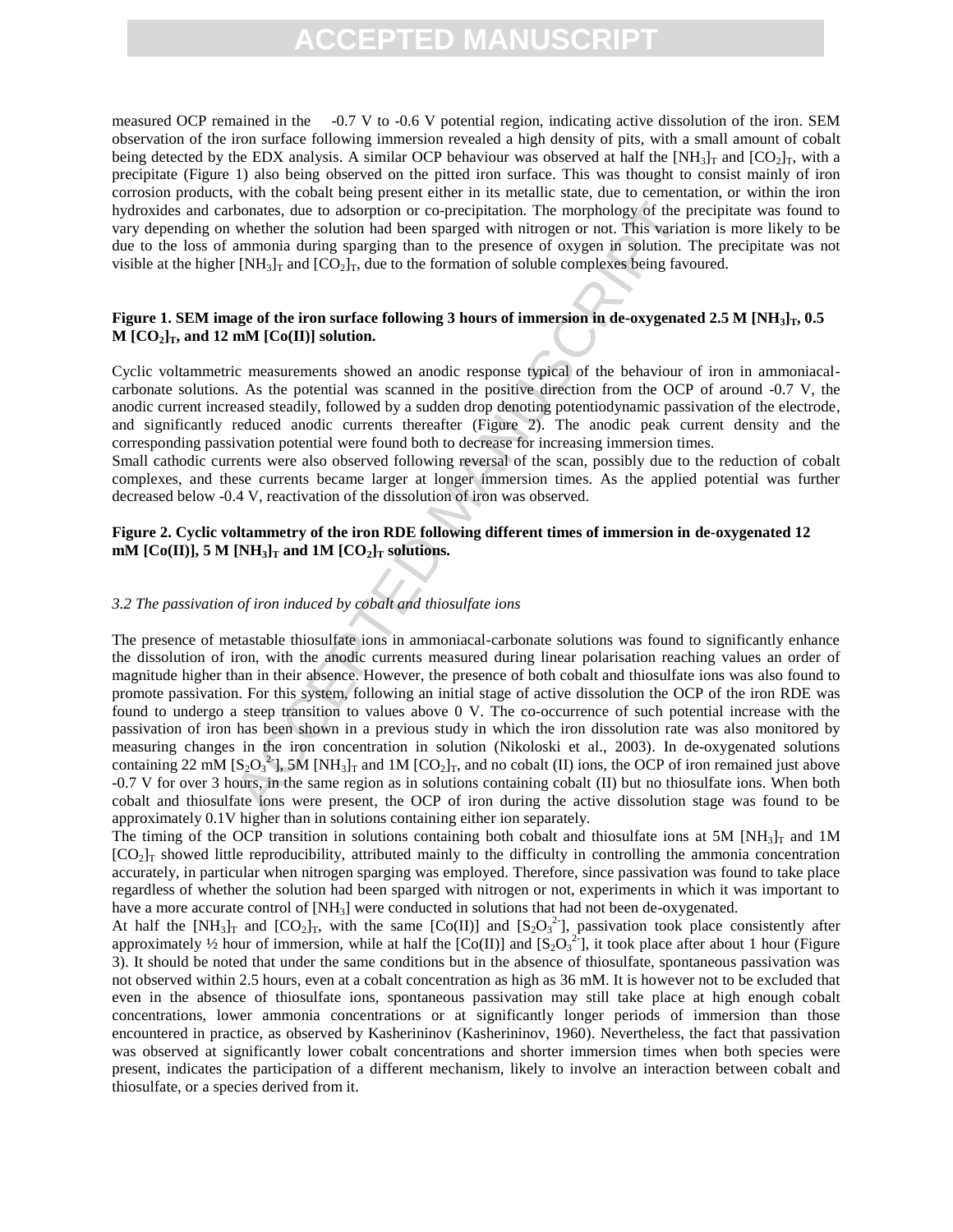measured OCP remained in the -0.7 V to -0.6 V potential region, indicating active dissolution of the iron. SEM observation of the iron surface following immersion revealed a high density of pits, with a small amount of cobalt being detected by the EDX analysis. A similar OCP behaviour was observed at half the $[NH_3]_T$ and $[CO_2]_T$, with a precipitate (Figure 1) also being observed on the pitted iron surface. This was thought to consist mainly of iron corrosion products, with the cobalt being present either in its metallic state, due to cementation, or within the iron hydroxides and carbonates, due to adsorption or co-precipitation. The morphology of the precipitate was found to vary depending on whether the solution had been sparged with nitrogen or not. This variation is more likely to be due to the loss of ammonia during sparging than to the presence of oxygen in solution. The precipitate was not visible at the higher $[NH_3]_T$ and $[CO_2]_T$, due to the formation of soluble complexes being favoured.

**Figure 1. SEM image of the iron surface following 3 hours of immersion in de-oxygenated 2.5 M $[NH_3]_T$, 0.5 M $[CO_2]_T$, and 12 mM [Co(II)] solution.**

Cyclic voltammetric measurements showed an anodic response typical of the behaviour of iron in ammoniacal-carbonate solutions. As the potential was scanned in the positive direction from the OCP of around -0.7 V, the anodic current increased steadily, followed by a sudden drop denoting potentiodynamic passivation of the electrode, and significantly reduced anodic currents thereafter (Figure 2). The anodic peak current density and the corresponding passivation potential were found both to decrease for increasing immersion times.

Small cathodic currents were also observed following reversal of the scan, possibly due to the reduction of cobalt complexes, and these currents became larger at longer immersion times. As the applied potential was further decreased below -0.4 V, reactivation of the dissolution of iron was observed.

**Figure 2. Cyclic voltammetry of the iron RDE following different times of immersion in de-oxygenated 12 mM [Co(II)], 5 M $[NH_3]_T$ and 1M $[CO_2]_T$ solutions.**

### *3.2 The passivation of iron induced by cobalt and thiosulfate ions*

The presence of metastable thiosulfate ions in ammoniacal-carbonate solutions was found to significantly enhance the dissolution of iron, with the anodic currents measured during linear polarisation reaching values an order of magnitude higher than in their absence. However, the presence of both cobalt and thiosulfate ions was also found to promote passivation. For this system, following an initial stage of active dissolution the OCP of the iron RDE was found to undergo a steep transition to values above 0 V. The co-occurrence of such potential increase with the passivation of iron has been shown in a previous study in which the iron dissolution rate was also monitored by measuring changes in the iron concentration in solution (Nikoloski et al., 2003). In de-oxygenated solutions containing 22 mM $[S_2O_3^{2-}]$, 5M $[NH_3]_T$ and 1M $[CO_2]_T$, and no cobalt (II) ions, the OCP of iron remained just above -0.7 V for over 3 hours, in the same region as in solutions containing cobalt (II) but no thiosulfate ions. When both cobalt and thiosulfate ions were present, the OCP of iron during the active dissolution stage was found to be approximately 0.1V higher than in solutions containing either ion separately.

The timing of the OCP transition in solutions containing both cobalt and thiosulfate ions at 5M $[NH_3]_T$ and 1M $[CO_2]_T$ showed little reproducibility, attributed mainly to the difficulty in controlling the ammonia concentration accurately, in particular when nitrogen sparging was employed. Therefore, since passivation was found to take place regardless of whether the solution had been sparged with nitrogen or not, experiments in which it was important to have a more accurate control of $[NH_3]$ were conducted in solutions that had not been de-oxygenated.

At half the $[NH_3]_T$ and $[CO_2]_T$, with the same [Co(II)] and $[S_2O_3^{2-}]$, passivation took place consistently after approximately ½ hour of immersion, while at half the [Co(II)] and $[S_2O_3^{2-}]$, it took place after about 1 hour (Figure 3). It should be noted that under the same conditions but in the absence of thiosulfate, spontaneous passivation was not observed within 2.5 hours, even at a cobalt concentration as high as 36 mM. It is however not to be excluded that even in the absence of thiosulfate ions, spontaneous passivation may still take place at high enough cobalt concentrations, lower ammonia concentrations or at significantly longer periods of immersion than those encountered in practice, as observed by Kasherininov (Kasherininov, 1960). Nevertheless, the fact that passivation was observed at significantly lower cobalt concentrations and shorter immersion times when both species were present, indicates the participation of a different mechanism, likely to involve an interaction between cobalt and thiosulfate, or a species derived from it.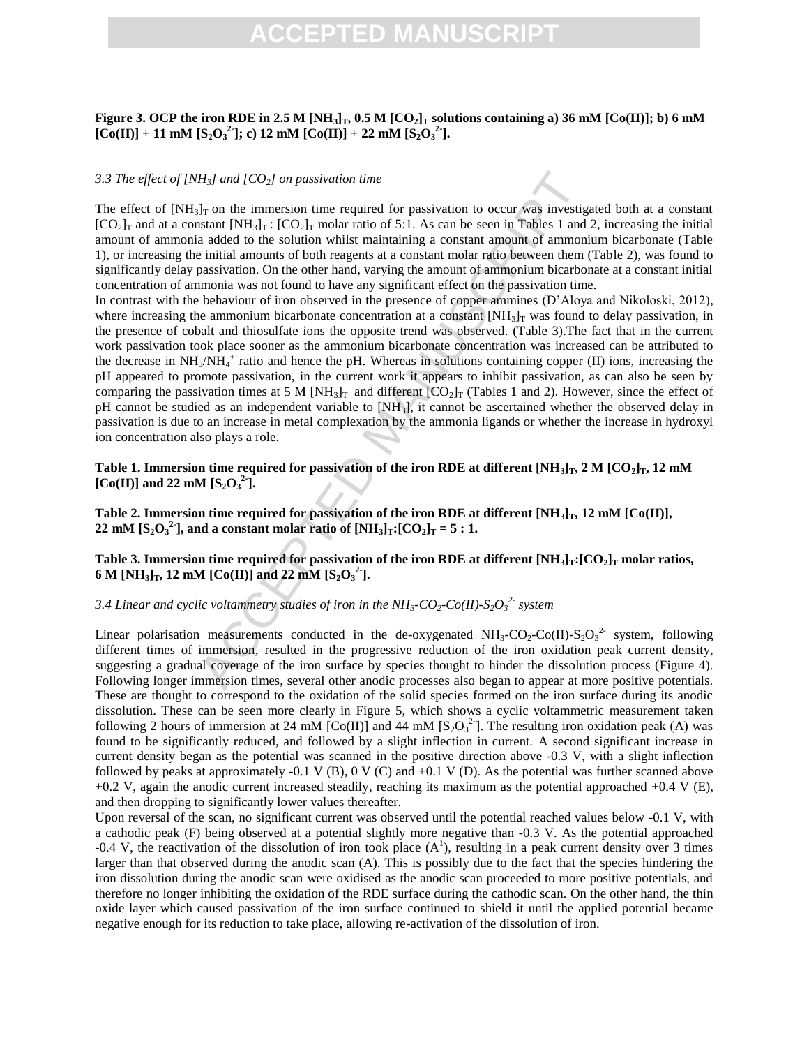**Figure 3. OCP the iron RDE in 2.5 M $[NH_3]_T$, 0.5 M $[CO_2]_T$ solutions containing a) 36 mM [Co(II)]; b) 6 mM [Co(II)] + 11 mM $[S_2O_3^{2-}]$; c) 12 mM [Co(II)] + 22 mM $[S_2O_3^{2-}]$.**

*3.3 The effect of $[NH_3]$ and $[CO_2]$ on passivation time*

The effect of $[NH_3]_T$ on the immersion time required for passivation to occur was investigated both at a constant $[CO_2]_T$ and at a constant $[NH_3]_T$ : $[CO_2]_T$ molar ratio of 5:1. As can be seen in Tables 1 and 2, increasing the initial amount of ammonia added to the solution whilst maintaining a constant amount of ammonium bicarbonate (Table 1), or increasing the initial amounts of both reagents at a constant molar ratio between them (Table 2), was found to significantly delay passivation. On the other hand, varying the amount of ammonium bicarbonate at a constant initial concentration of ammonia was not found to have any significant effect on the passivation time.

In contrast with the behaviour of iron observed in the presence of copper ammines (D'Aloya and Nikoloski, 2012), where increasing the ammonium bicarbonate concentration at a constant $[NH_3]_T$ was found to delay passivation, in the presence of cobalt and thiosulfate ions the opposite trend was observed. (Table 3).The fact that in the current work passivation took place sooner as the ammonium bicarbonate concentration was increased can be attributed to the decrease in $NH_3/NH_4^+$ ratio and hence the pH. Whereas in solutions containing copper (II) ions, increasing the pH appeared to promote passivation, in the current work it appears to inhibit passivation, as can also be seen by comparing the passivation times at 5 M $[NH_3]_T$ and different $[CO_2]_T$ (Tables 1 and 2). However, since the effect of pH cannot be studied as an independent variable to $[NH_3]$, it cannot be ascertained whether the observed delay in passivation is due to an increase in metal complexation by the ammonia ligands or whether the increase in hydroxyl ion concentration also plays a role.

**Table 1. Immersion time required for passivation of the iron RDE at different $[NH_3]_T$, 2 M $[CO_2]_T$, 12 mM [Co(II)] and 22 mM $[S_2O_3^{2-}]$.**

**Table 2. Immersion time required for passivation of the iron RDE at different $[NH_3]_T$, 12 mM [Co(II)], 22 mM $[S_2O_3^{2-}]$, and a constant molar ratio of $[NH_3]_T$:$[CO_2]_T$ = 5 : 1.**

**Table 3. Immersion time required for passivation of the iron RDE at different $[NH_3]_T$:$[CO_2]_T$ molar ratios, 6 M $[NH_3]_T$, 12 mM [Co(II)] and 22 mM $[S_2O_3^{2-}]$.**

*3.4 Linear and cyclic voltammetry studies of iron in the $NH_3$-$CO_2$-Co(II)-$S_2O_3^{2-}$ system*

Linear polarisation measurements conducted in the de-oxygenated $NH_3$-$CO_2$-Co(II)-$S_2O_3^{2-}$ system, following different times of immersion, resulted in the progressive reduction of the iron oxidation peak current density, suggesting a gradual coverage of the iron surface by species thought to hinder the dissolution process (Figure 4). Following longer immersion times, several other anodic processes also began to appear at more positive potentials. These are thought to correspond to the oxidation of the solid species formed on the iron surface during its anodic dissolution. These can be seen more clearly in Figure 5, which shows a cyclic voltammetric measurement taken following 2 hours of immersion at 24 mM [Co(II)] and 44 mM $[S_2O_3^{2-}]$. The resulting iron oxidation peak (A) was found to be significantly reduced, and followed by a slight inflection in current. A second significant increase in current density began as the potential was scanned in the positive direction above -0.3 V, with a slight inflection followed by peaks at approximately -0.1 V (B), 0 V (C) and +0.1 V (D). As the potential was further scanned above +0.2 V, again the anodic current increased steadily, reaching its maximum as the potential approached +0.4 V (E), and then dropping to significantly lower values thereafter.

Upon reversal of the scan, no significant current was observed until the potential reached values below -0.1 V, with a cathodic peak (F) being observed at a potential slightly more negative than -0.3 V. As the potential approached -0.4 V, the reactivation of the dissolution of iron took place ($A^1$), resulting in a peak current density over 3 times larger than that observed during the anodic scan (A). This is possibly due to the fact that the species hindering the iron dissolution during the anodic scan were oxidised as the anodic scan proceeded to more positive potentials, and therefore no longer inhibiting the oxidation of the RDE surface during the cathodic scan. On the other hand, the thin oxide layer which caused passivation of the iron surface continued to shield it until the applied potential became negative enough for its reduction to take place, allowing re-activation of the dissolution of iron.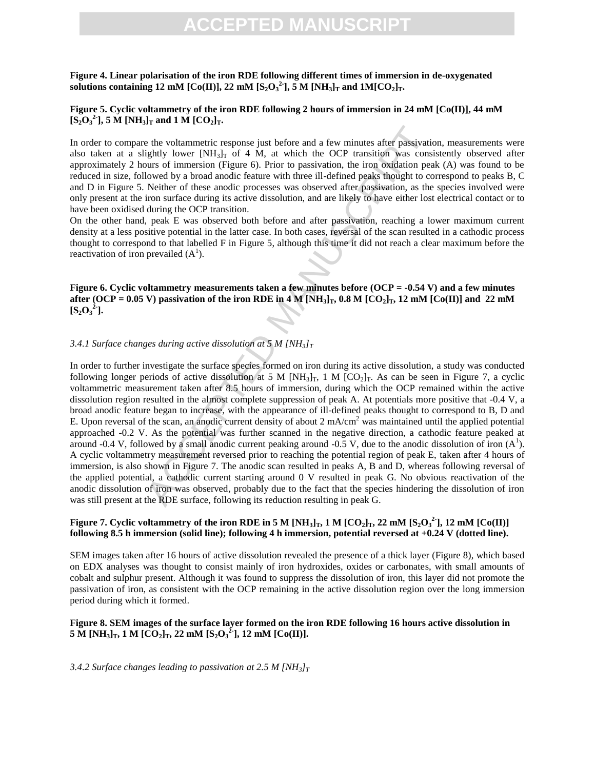**Figure 4. Linear polarisation of the iron RDE following different times of immersion in de-oxygenated solutions containing 12 mM [Co(II)], 22 mM [$S_2O_3^{2-}$], 5 M [$NH_3$]$_T$ and 1M[$CO_2$]$_T$.**

**Figure 5. Cyclic voltammetry of the iron RDE following 2 hours of immersion in 24 mM [Co(II)], 44 mM [$S_2O_3^{2-}$], 5 M [$NH_3$]$_T$ and 1 M [$CO_2$]$_T$.**

In order to compare the voltammetric response just before and a few minutes after passivation, measurements were also taken at a slightly lower [$NH_3$]$_T$ of 4 M, at which the OCP transition was consistently observed after approximately 2 hours of immersion (Figure 6). Prior to passivation, the iron oxidation peak (A) was found to be reduced in size, followed by a broad anodic feature with three ill-defined peaks thought to correspond to peaks B, C and D in Figure 5. Neither of these anodic processes was observed after passivation, as the species involved were only present at the iron surface during its active dissolution, and are likely to have either lost electrical contact or to have been oxidised during the OCP transition.
On the other hand, peak E was observed both before and after passivation, reaching a lower maximum current density at a less positive potential in the latter case. In both cases, reversal of the scan resulted in a cathodic process thought to correspond to that labelled F in Figure 5, although this time it did not reach a clear maximum before the reactivation of iron prevailed ($A^1$).

**Figure 6. Cyclic voltammetry measurements taken a few minutes before (OCP = -0.54 V) and a few minutes after (OCP = 0.05 V) passivation of the iron RDE in 4 M [$NH_3$]$_T$, 0.8 M [$CO_2$]$_T$, 12 mM [Co(II)] and 22 mM [$S_2O_3^{2-}$].**

*3.4.1 Surface changes during active dissolution at 5 M [$NH_3$]$_T$*

In order to further investigate the surface species formed on iron during its active dissolution, a study was conducted following longer periods of active dissolution at 5 M [$NH_3$]$_T$, 1 M [$CO_2$]$_T$. As can be seen in Figure 7, a cyclic voltammetric measurement taken after 8.5 hours of immersion, during which the OCP remained within the active dissolution region resulted in the almost complete suppression of peak A. At potentials more positive that -0.4 V, a broad anodic feature began to increase, with the appearance of ill-defined peaks thought to correspond to B, D and E. Upon reversal of the scan, an anodic current density of about 2 mA/cm$^2$ was maintained until the applied potential approached -0.2 V. As the potential was further scanned in the negative direction, a cathodic feature peaked at around -0.4 V, followed by a small anodic current peaking around -0.5 V, due to the anodic dissolution of iron ($A^1$). A cyclic voltammetry measurement reversed prior to reaching the potential region of peak E, taken after 4 hours of immersion, is also shown in Figure 7. The anodic scan resulted in peaks A, B and D, whereas following reversal of the applied potential, a cathodic current starting around 0 V resulted in peak G. No obvious reactivation of the anodic dissolution of iron was observed, probably due to the fact that the species hindering the dissolution of iron was still present at the RDE surface, following its reduction resulting in peak G.

**Figure 7. Cyclic voltammetry of the iron RDE in 5 M [$NH_3$]$_T$, 1 M [$CO_2$]$_T$, 22 mM [$S_2O_3^{2-}$], 12 mM [Co(II)] following 8.5 h immersion (solid line); following 4 h immersion, potential reversed at +0.24 V (dotted line).**

SEM images taken after 16 hours of active dissolution revealed the presence of a thick layer (Figure 8), which based on EDX analyses was thought to consist mainly of iron hydroxides, oxides or carbonates, with small amounts of cobalt and sulphur present. Although it was found to suppress the dissolution of iron, this layer did not promote the passivation of iron, as consistent with the OCP remaining in the active dissolution region over the long immersion period during which it formed.

**Figure 8. SEM images of the surface layer formed on the iron RDE following 16 hours active dissolution in 5 M [$NH_3$]$_T$, 1 M [$CO_2$]$_T$, 22 mM [$S_2O_3^{2-}$], 12 mM [Co(II)].**

*3.4.2 Surface changes leading to passivation at 2.5 M [$NH_3$]$_T$*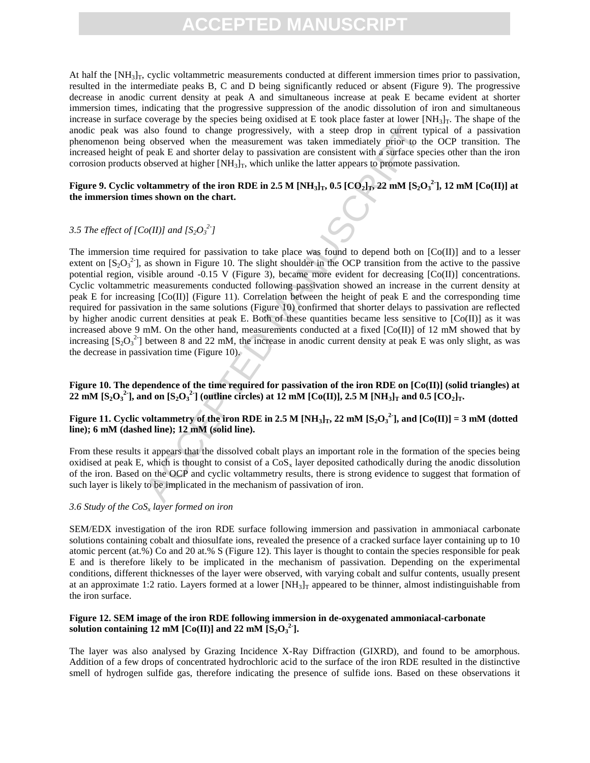At half the $[NH_3]_T$, cyclic voltammetric measurements conducted at different immersion times prior to passivation, resulted in the intermediate peaks B, C and D being significantly reduced or absent (Figure 9). The progressive decrease in anodic current density at peak A and simultaneous increase at peak E became evident at shorter immersion times, indicating that the progressive suppression of the anodic dissolution of iron and simultaneous increase in surface coverage by the species being oxidised at E took place faster at lower $[NH_3]_T$. The shape of the anodic peak was also found to change progressively, with a steep drop in current typical of a passivation phenomenon being observed when the measurement was taken immediately prior to the OCP transition. The increased height of peak E and shorter delay to passivation are consistent with a surface species other than the iron corrosion products observed at higher $[NH_3]_T$, which unlike the latter appears to promote passivation.

**Figure 9. Cyclic voltammetry of the iron RDE in 2.5 M $[NH_3]_T$, 0.5 $[CO_2]_T$, 22 mM $[S_2O_3^{2-}]$, 12 mM [Co(II)] at the immersion times shown on the chart.**

### *3.5 The effect of [Co(II)] and $[S_2O_3^{2-}]$*

The immersion time required for passivation to take place was found to depend both on [Co(II)] and to a lesser extent on $[S_2O_3^{2-}]$, as shown in Figure 10. The slight shoulder in the OCP transition from the active to the passive potential region, visible around -0.15 V (Figure 3), became more evident for decreasing [Co(II)] concentrations. Cyclic voltammetric measurements conducted following passivation showed an increase in the current density at peak E for increasing [Co(II)] (Figure 11). Correlation between the height of peak E and the corresponding time required for passivation in the same solutions (Figure 10) confirmed that shorter delays to passivation are reflected by higher anodic current densities at peak E. Both of these quantities became less sensitive to [Co(II)] as it was increased above 9 mM. On the other hand, measurements conducted at a fixed [Co(II)] of 12 mM showed that by increasing $[S_2O_3^{2-}]$ between 8 and 22 mM, the increase in anodic current density at peak E was only slight, as was the decrease in passivation time (Figure 10).

**Figure 10. The dependence of the time required for passivation of the iron RDE on [Co(II)] (solid triangles) at 22 mM $[S_2O_3^{2-}]$, and on $[S_2O_3^{2-}]$ (outline circles) at 12 mM [Co(II)], 2.5 M $[NH_3]_T$ and 0.5 $[CO_2]_T$.**

**Figure 11. Cyclic voltammetry of the iron RDE in 2.5 M $[NH_3]_T$, 22 mM $[S_2O_3^{2-}]$, and [Co(II)] = 3 mM (dotted line); 6 mM (dashed line); 12 mM (solid line).**

From these results it appears that the dissolved cobalt plays an important role in the formation of the species being oxidised at peak E, which is thought to consist of a $CoS_x$ layer deposited cathodically during the anodic dissolution of the iron. Based on the OCP and cyclic voltammetry results, there is strong evidence to suggest that formation of such layer is likely to be implicated in the mechanism of passivation of iron.

### *3.6 Study of the $CoS_x$ layer formed on iron*

SEM/EDX investigation of the iron RDE surface following immersion and passivation in ammoniacal carbonate solutions containing cobalt and thiosulfate ions, revealed the presence of a cracked surface layer containing up to 10 atomic percent (at.%) Co and 20 at.% S (Figure 12). This layer is thought to contain the species responsible for peak E and is therefore likely to be implicated in the mechanism of passivation. Depending on the experimental conditions, different thicknesses of the layer were observed, with varying cobalt and sulfur contents, usually present at an approximate 1:2 ratio. Layers formed at a lower $[NH_3]_T$ appeared to be thinner, almost indistinguishable from the iron surface.

**Figure 12. SEM image of the iron RDE following immersion in de-oxygenated ammoniacal-carbonate solution containing 12 mM [Co(II)] and 22 mM $[S_2O_3^{2-}]$.**

The layer was also analysed by Grazing Incidence X-Ray Diffraction (GIXRD), and found to be amorphous. Addition of a few drops of concentrated hydrochloric acid to the surface of the iron RDE resulted in the distinctive smell of hydrogen sulfide gas, therefore indicating the presence of sulfide ions. Based on these observations it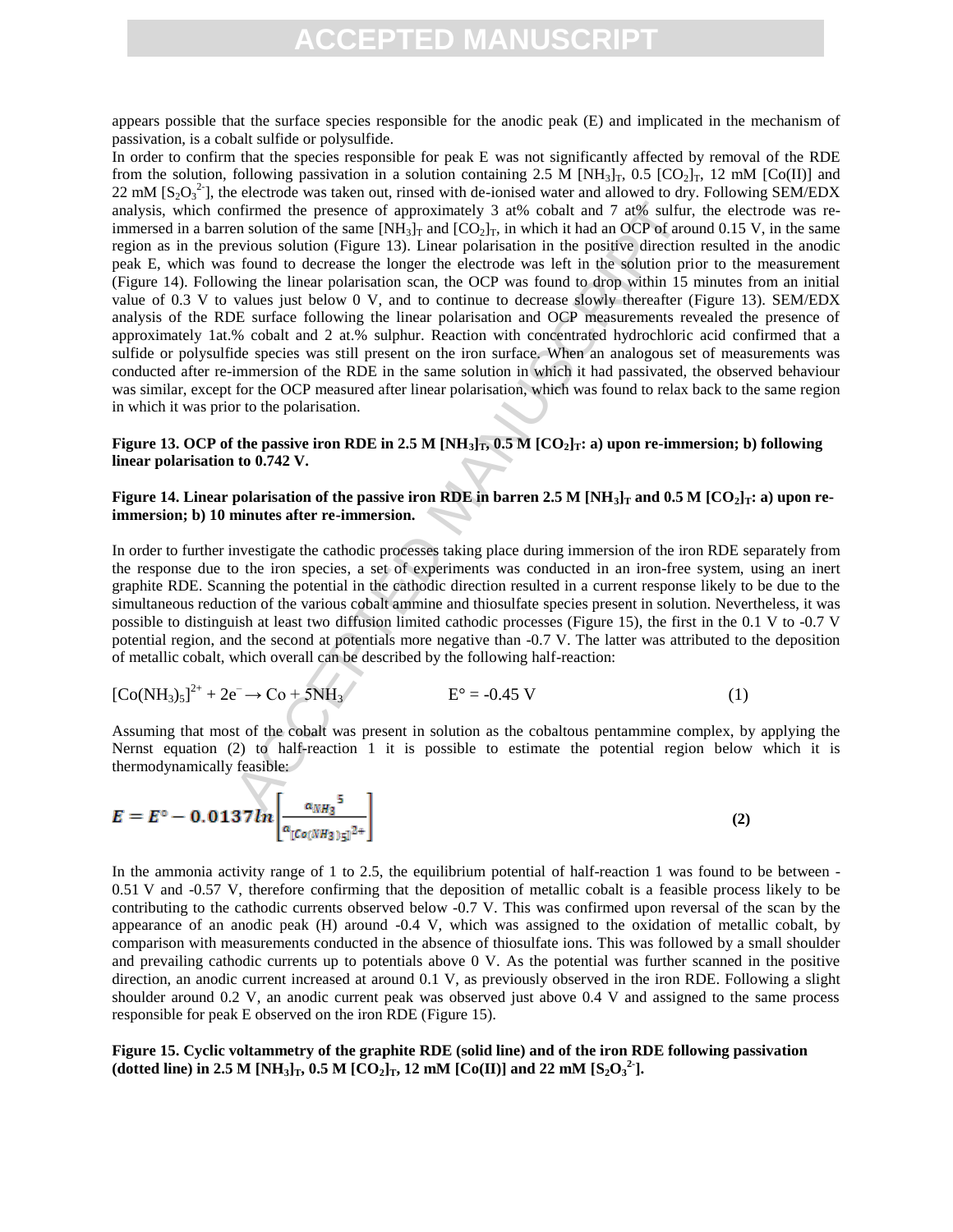appears possible that the surface species responsible for the anodic peak (E) and implicated in the mechanism of passivation, is a cobalt sulfide or polysulfide.

In order to confirm that the species responsible for peak E was not significantly affected by removal of the RDE from the solution, following passivation in a solution containing 2.5 M $[NH_3]_T$, 0.5 $[CO_2]_T$, 12 mM [Co(II)] and 22 mM $[S_2O_3^{2-}]$, the electrode was taken out, rinsed with de-ionised water and allowed to dry. Following SEM/EDX analysis, which confirmed the presence of approximately 3 at% cobalt and 7 at% sulfur, the electrode was re-immersed in a barren solution of the same $[NH_3]_T$ and $[CO_2]_T$, in which it had an OCP of around 0.15 V, in the same region as in the previous solution (Figure 13). Linear polarisation in the positive direction resulted in the anodic peak E, which was found to decrease the longer the electrode was left in the solution prior to the measurement (Figure 14). Following the linear polarisation scan, the OCP was found to drop within 15 minutes from an initial value of 0.3 V to values just below 0 V, and to continue to decrease slowly thereafter (Figure 13). SEM/EDX analysis of the RDE surface following the linear polarisation and OCP measurements revealed the presence of approximately 1at.% cobalt and 2 at.% sulphur. Reaction with concentrated hydrochloric acid confirmed that a sulfide or polysulfide species was still present on the iron surface. When an analogous set of measurements was conducted after re-immersion of the RDE in the same solution in which it had passivated, the observed behaviour was similar, except for the OCP measured after linear polarisation, which was found to relax back to the same region in which it was prior to the polarisation.

**Figure 13. OCP of the passive iron RDE in 2.5 M $[NH_3]_T$, 0.5 M $[CO_2]_T$: a) upon re-immersion; b) following linear polarisation to 0.742 V.**

**Figure 14. Linear polarisation of the passive iron RDE in barren 2.5 M $[NH_3]_T$ and 0.5 M $[CO_2]_T$: a) upon re-immersion; b) 10 minutes after re-immersion.**

In order to further investigate the cathodic processes taking place during immersion of the iron RDE separately from the response due to the iron species, a set of experiments was conducted in an iron-free system, using an inert graphite RDE. Scanning the potential in the cathodic direction resulted in a current response likely to be due to the simultaneous reduction of the various cobalt ammine and thiosulfate species present in solution. Nevertheless, it was possible to distinguish at least two diffusion limited cathodic processes (Figure 15), the first in the 0.1 V to -0.7 V potential region, and the second at potentials more negative than -0.7 V. The latter was attributed to the deposition of metallic cobalt, which overall can be described by the following half-reaction:

$$[Co(NH_3)_5]^{2+} + 2e^- \rightarrow Co + 5NH_3 \qquad E° = -0.45\ V \qquad (1)$$

Assuming that most of the cobalt was present in solution as the cobaltous pentammine complex, by applying the Nernst equation (2) to half-reaction 1 it is possible to estimate the potential region below which it is thermodynamically feasible:

$$E = E° - 0.0137 ln \left[ \frac{a_{NH_3}{}^5}{a_{[Co(NH_3)_5]^{2+}}} \right] \qquad (2)$$

In the ammonia activity range of 1 to 2.5, the equilibrium potential of half-reaction 1 was found to be between -0.51 V and -0.57 V, therefore confirming that the deposition of metallic cobalt is a feasible process likely to be contributing to the cathodic currents observed below -0.7 V. This was confirmed upon reversal of the scan by the appearance of an anodic peak (H) around -0.4 V, which was assigned to the oxidation of metallic cobalt, by comparison with measurements conducted in the absence of thiosulfate ions. This was followed by a small shoulder and prevailing cathodic currents up to potentials above 0 V. As the potential was further scanned in the positive direction, an anodic current increased at around 0.1 V, as previously observed in the iron RDE. Following a slight shoulder around 0.2 V, an anodic current peak was observed just above 0.4 V and assigned to the same process responsible for peak E observed on the iron RDE (Figure 15).

**Figure 15. Cyclic voltammetry of the graphite RDE (solid line) and of the iron RDE following passivation (dotted line) in 2.5 M $[NH_3]_T$, 0.5 M $[CO_2]_T$, 12 mM [Co(II)] and 22 mM $[S_2O_3^{2-}]$.**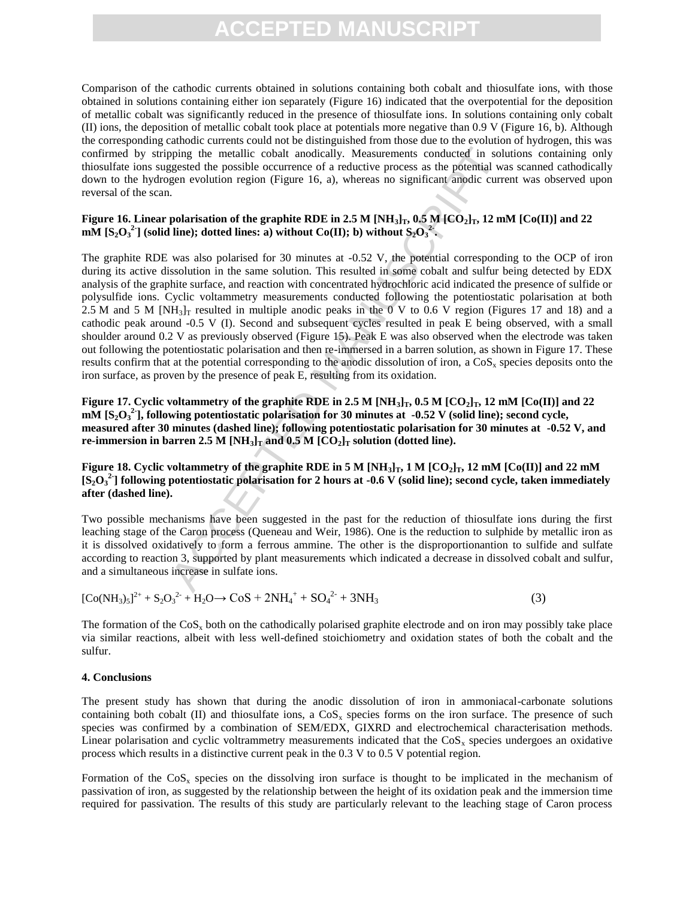Comparison of the cathodic currents obtained in solutions containing both cobalt and thiosulfate ions, with those obtained in solutions containing either ion separately (Figure 16) indicated that the overpotential for the deposition of metallic cobalt was significantly reduced in the presence of thiosulfate ions. In solutions containing only cobalt (II) ions, the deposition of metallic cobalt took place at potentials more negative than 0.9 V (Figure 16, b). Although the corresponding cathodic currents could not be distinguished from those due to the evolution of hydrogen, this was confirmed by stripping the metallic cobalt anodically. Measurements conducted in solutions containing only thiosulfate ions suggested the possible occurrence of a reductive process as the potential was scanned cathodically down to the hydrogen evolution region (Figure 16, a), whereas no significant anodic current was observed upon reversal of the scan.

**Figure 16. Linear polarisation of the graphite RDE in 2.5 M $[NH_3]_T$, 0.5 M $[CO_2]_T$, 12 mM [Co(II)] and 22 mM $[S_2O_3^{2-}]$ (solid line); dotted lines: a) without Co(II); b) without $S_2O_3^{2-}$.**

The graphite RDE was also polarised for 30 minutes at -0.52 V, the potential corresponding to the OCP of iron during its active dissolution in the same solution. This resulted in some cobalt and sulfur being detected by EDX analysis of the graphite surface, and reaction with concentrated hydrochloric acid indicated the presence of sulfide or polysulfide ions. Cyclic voltammetry measurements conducted following the potentiostatic polarisation at both 2.5 M and 5 M $[NH_3]_T$ resulted in multiple anodic peaks in the 0 V to 0.6 V region (Figures 17 and 18) and a cathodic peak around -0.5 V (I). Second and subsequent cycles resulted in peak E being observed, with a small shoulder around 0.2 V as previously observed (Figure 15). Peak E was also observed when the electrode was taken out following the potentiostatic polarisation and then re-immersed in a barren solution, as shown in Figure 17. These results confirm that at the potential corresponding to the anodic dissolution of iron, a $CoS_x$ species deposits onto the iron surface, as proven by the presence of peak E, resulting from its oxidation.

**Figure 17. Cyclic voltammetry of the graphite RDE in 2.5 M $[NH_3]_T$, 0.5 M $[CO_2]_T$, 12 mM [Co(II)] and 22 mM $[S_2O_3^{2-}]$, following potentiostatic polarisation for 30 minutes at -0.52 V (solid line); second cycle, measured after 30 minutes (dashed line); following potentiostatic polarisation for 30 minutes at -0.52 V, and re-immersion in barren 2.5 M $[NH_3]_T$ and 0.5 M $[CO_2]_T$ solution (dotted line).**

**Figure 18. Cyclic voltammetry of the graphite RDE in 5 M $[NH_3]_T$, 1 M $[CO_2]_T$, 12 mM [Co(II)] and 22 mM $[S_2O_3^{2-}]$ following potentiostatic polarisation for 2 hours at -0.6 V (solid line); second cycle, taken immediately after (dashed line).**

Two possible mechanisms have been suggested in the past for the reduction of thiosulfate ions during the first leaching stage of the Caron process (Queneau and Weir, 1986). One is the reduction to sulphide by metallic iron as it is dissolved oxidatively to form a ferrous ammine. The other is the disproportionantion to sulfide and sulfate according to reaction 3, supported by plant measurements which indicated a decrease in dissolved cobalt and sulfur, and a simultaneous increase in sulfate ions.

$$[Co(NH_3)_5]^{2+} + S_2O_3^{2-} + H_2O \rightarrow CoS + 2NH_4^{+} + SO_4^{2-} + 3NH_3 \quad (3)$$

The formation of the $CoS_x$ both on the cathodically polarised graphite electrode and on iron may possibly take place via similar reactions, albeit with less well-defined stoichiometry and oxidation states of both the cobalt and the sulfur.

## 4. Conclusions

The present study has shown that during the anodic dissolution of iron in ammoniacal-carbonate solutions containing both cobalt (II) and thiosulfate ions, a $CoS_x$ species forms on the iron surface. The presence of such species was confirmed by a combination of SEM/EDX, GIXRD and electrochemical characterisation methods. Linear polarisation and cyclic voltammetry measurements indicated that the $CoS_x$ species undergoes an oxidative process which results in a distinctive current peak in the 0.3 V to 0.5 V potential region.

Formation of the $CoS_x$ species on the dissolving iron surface is thought to be implicated in the mechanism of passivation of iron, as suggested by the relationship between the height of its oxidation peak and the immersion time required for passivation. The results of this study are particularly relevant to the leaching stage of Caron process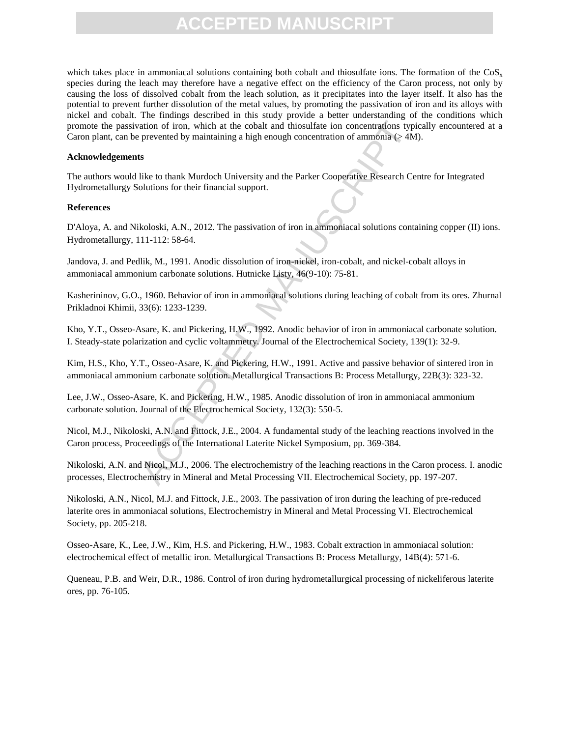which takes place in ammoniacal solutions containing both cobalt and thiosulfate ions. The formation of the $CoS_x$ species during the leach may therefore have a negative effect on the efficiency of the Caron process, not only by causing the loss of dissolved cobalt from the leach solution, as it precipitates into the layer itself. It also has the potential to prevent further dissolution of the metal values, by promoting the passivation of iron and its alloys with nickel and cobalt. The findings described in this study provide a better understanding of the conditions which promote the passivation of iron, which at the cobalt and thiosulfate ion concentrations typically encountered at a Caron plant, can be prevented by maintaining a high enough concentration of ammonia (> 4M).

**Acknowledgements**

The authors would like to thank Murdoch University and the Parker Cooperative Research Centre for Integrated Hydrometallurgy Solutions for their financial support.

**References**

D'Aloya, A. and Nikoloski, A.N., 2012. The passivation of iron in ammoniacal solutions containing copper (II) ions. Hydrometallurgy, 111-112: 58-64.

Jandova, J. and Pedlik, M., 1991. Anodic dissolution of iron-nickel, iron-cobalt, and nickel-cobalt alloys in ammoniacal ammonium carbonate solutions. Hutnicke Listy, 46(9-10): 75-81.

Kashernininov, G.O., 1960. Behavior of iron in ammoniacal solutions during leaching of cobalt from its ores. Zhurnal Prikladnoi Khimii, 33(6): 1233-1239.

Kho, Y.T., Osseo-Asare, K. and Pickering, H.W., 1992. Anodic behavior of iron in ammoniacal carbonate solution. I. Steady-state polarization and cyclic voltammetry. Journal of the Electrochemical Society, 139(1): 32-9.

Kim, H.S., Kho, Y.T., Osseo-Asare, K. and Pickering, H.W., 1991. Active and passive behavior of sintered iron in ammoniacal ammonium carbonate solution. Metallurgical Transactions B: Process Metallurgy, 22B(3): 323-32.

Lee, J.W., Osseo-Asare, K. and Pickering, H.W., 1985. Anodic dissolution of iron in ammoniacal ammonium carbonate solution. Journal of the Electrochemical Society, 132(3): 550-5.

Nicol, M.J., Nikoloski, A.N. and Fittock, J.E., 2004. A fundamental study of the leaching reactions involved in the Caron process, Proceedings of the International Laterite Nickel Symposium, pp. 369-384.

Nikoloski, A.N. and Nicol, M.J., 2006. The electrochemistry of the leaching reactions in the Caron process. I. anodic processes, Electrochemistry in Mineral and Metal Processing VII. Electrochemical Society, pp. 197-207.

Nikoloski, A.N., Nicol, M.J. and Fittock, J.E., 2003. The passivation of iron during the leaching of pre-reduced laterite ores in ammoniacal solutions, Electrochemistry in Mineral and Metal Processing VI. Electrochemical Society, pp. 205-218.

Osseo-Asare, K., Lee, J.W., Kim, H.S. and Pickering, H.W., 1983. Cobalt extraction in ammoniacal solution: electrochemical effect of metallic iron. Metallurgical Transactions B: Process Metallurgy, 14B(4): 571-6.

Queneau, P.B. and Weir, D.R., 1986. Control of iron during hydrometallurgical processing of nickeliferous laterite ores, pp. 76-105.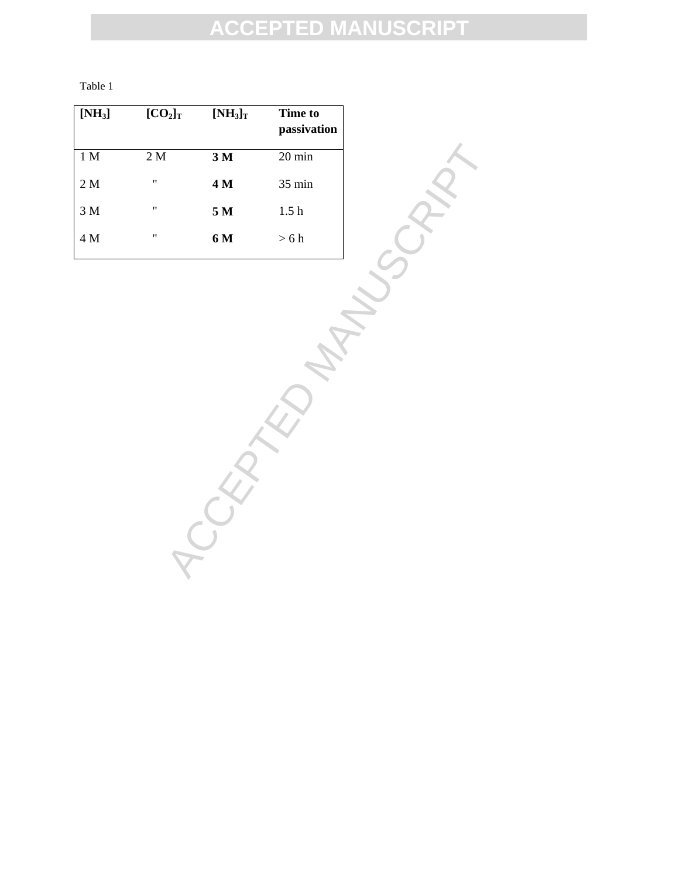Table 1

| **$[NH_3]$** | **$[CO_2]_T$** | **$[NH_3]_T$** | **Time to passivation** |
|---|---|---|---|
| 1 M | 2 M | **3 M** | 20 min |
| 2 M | " | **4 M** | 35 min |
| 3 M | " | **5 M** | 1.5 h |
| 4 M | " | **6 M** | > 6 h |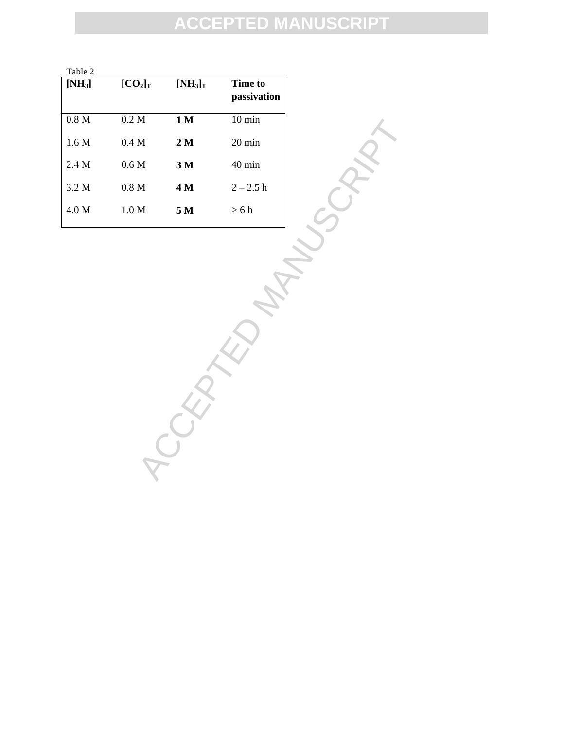Table 2

| $[NH_3]$ | $[CO_2]_T$ | $[NH_3]_T$ | Time to passivation |
|---|---|---|---|
| 0.8 M | 0.2 M | **1 M** | 10 min |
| 1.6 M | 0.4 M | **2 M** | 20 min |
| 2.4 M | 0.6 M | **3 M** | 40 min |
| 3.2 M | 0.8 M | **4 M** | 2 – 2.5 h |
| 4.0 M | 1.0 M | **5 M** | > 6 h |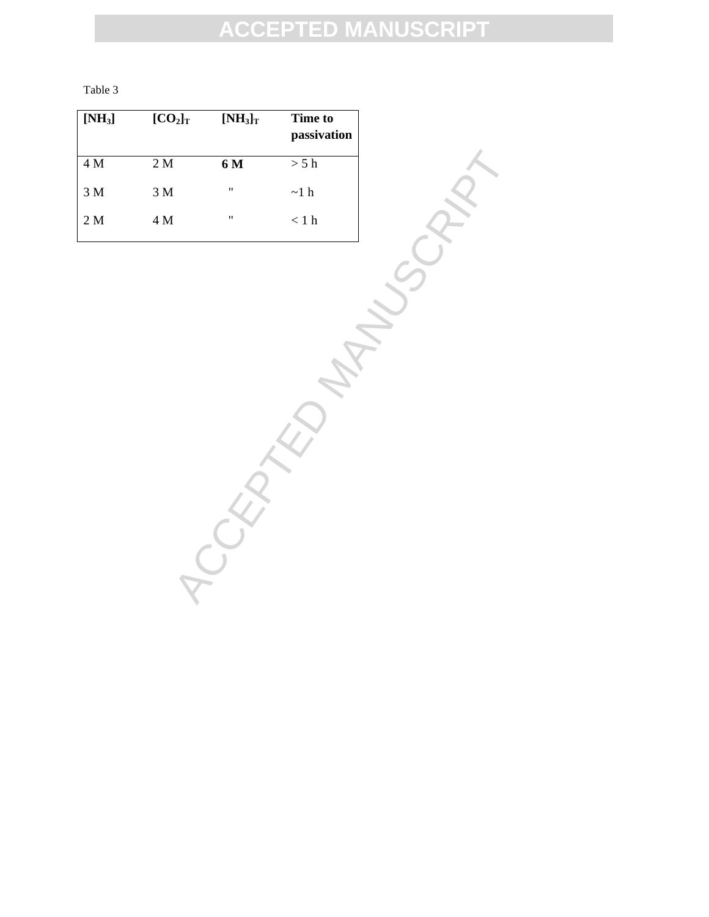Table 3

| $[NH_3]$ | $[CO_2]_T$ | $[NH_3]_T$ | Time to passivation |
|---|---|---|---|
| 4 M | 2 M | **6 M** | > 5 h |
| 3 M | 3 M | " | ~1 h |
| 2 M | 4 M | " | < 1 h |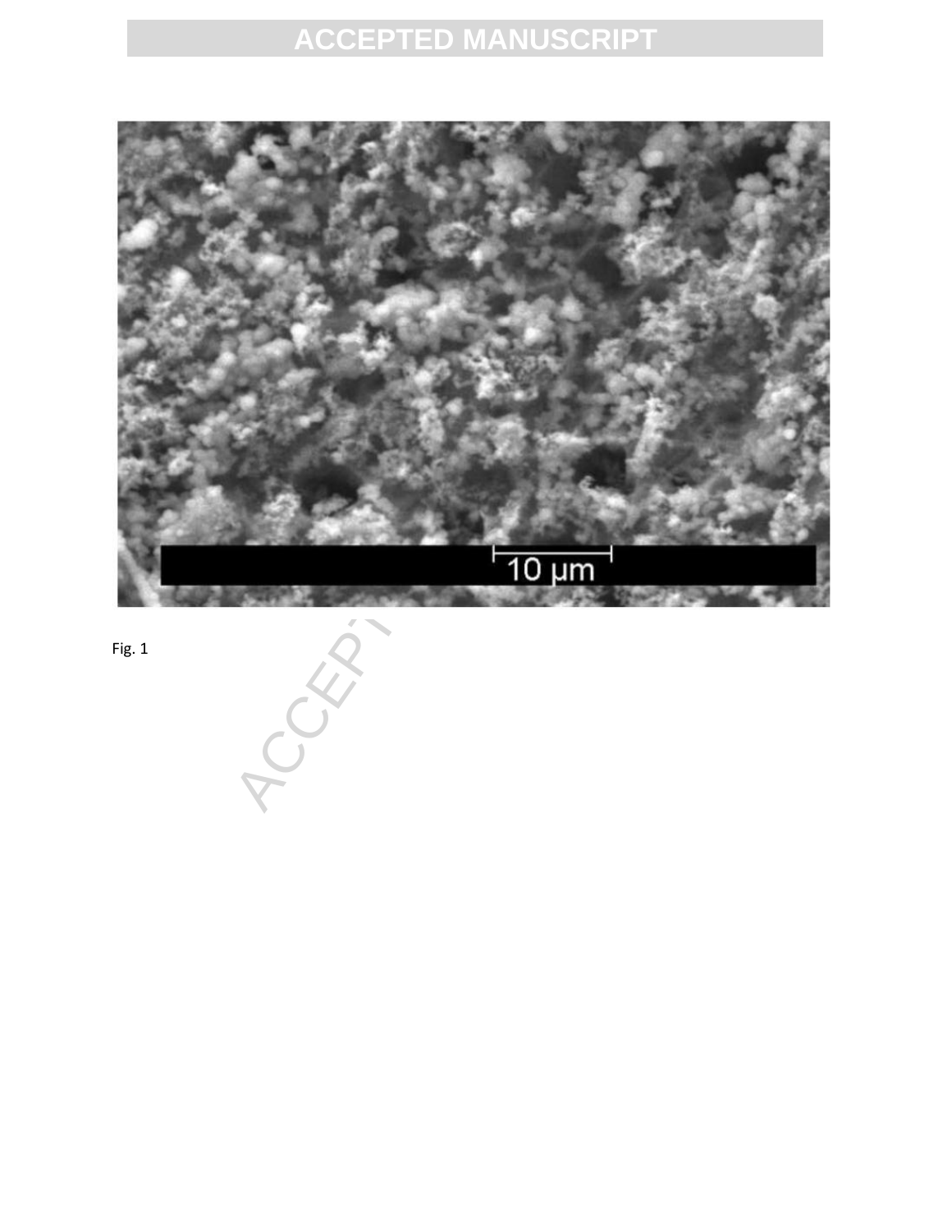Fig. 1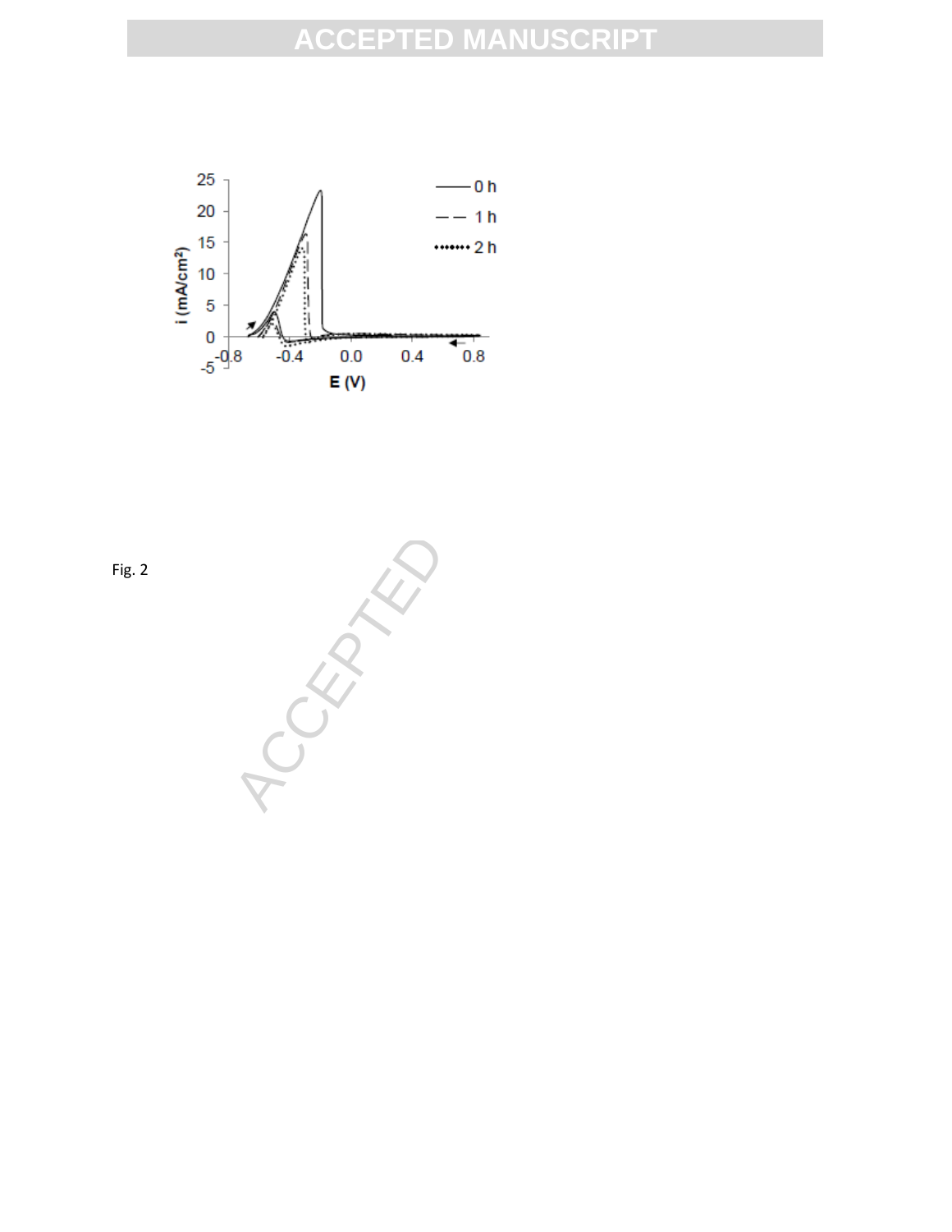Fig. 2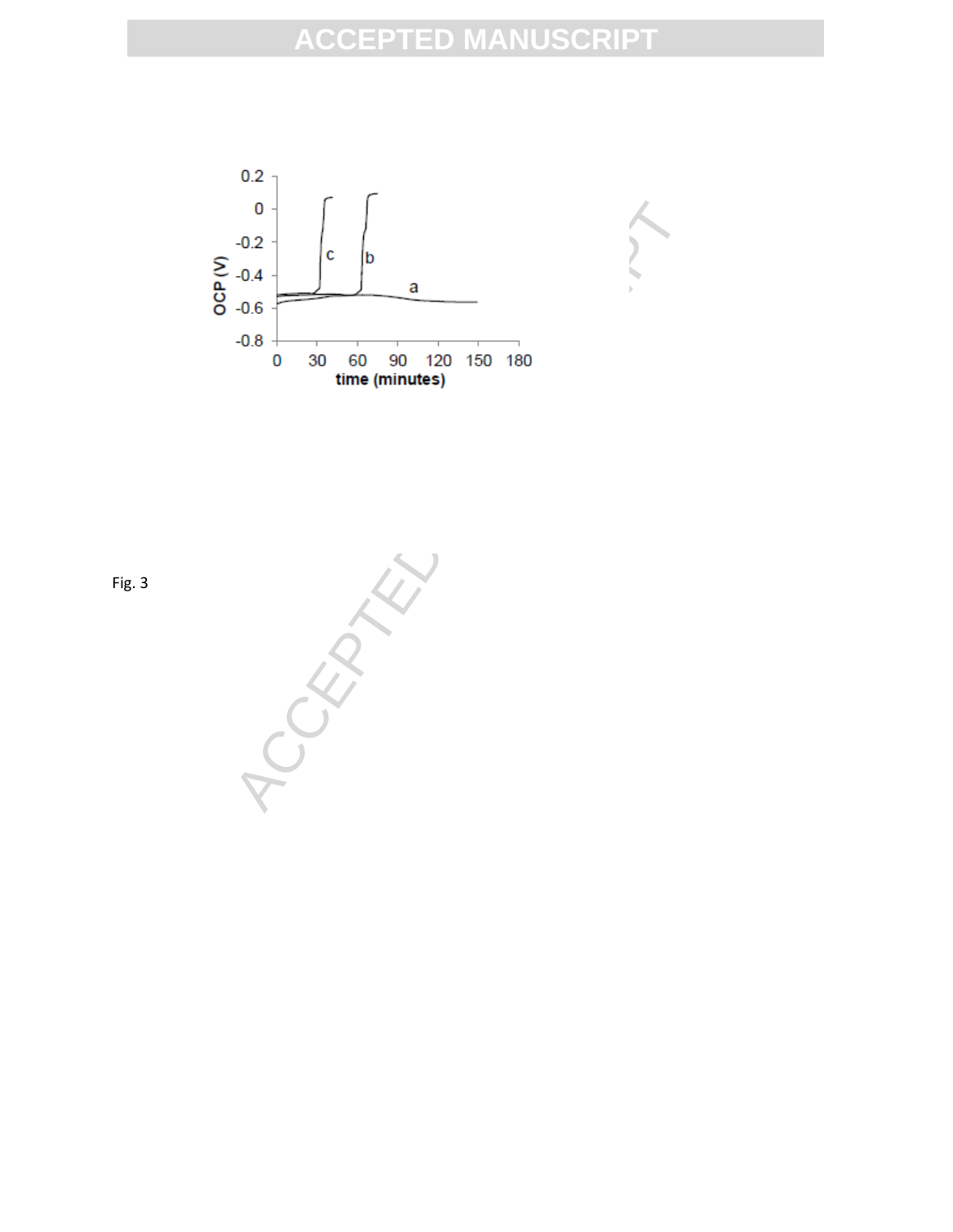Fig. 3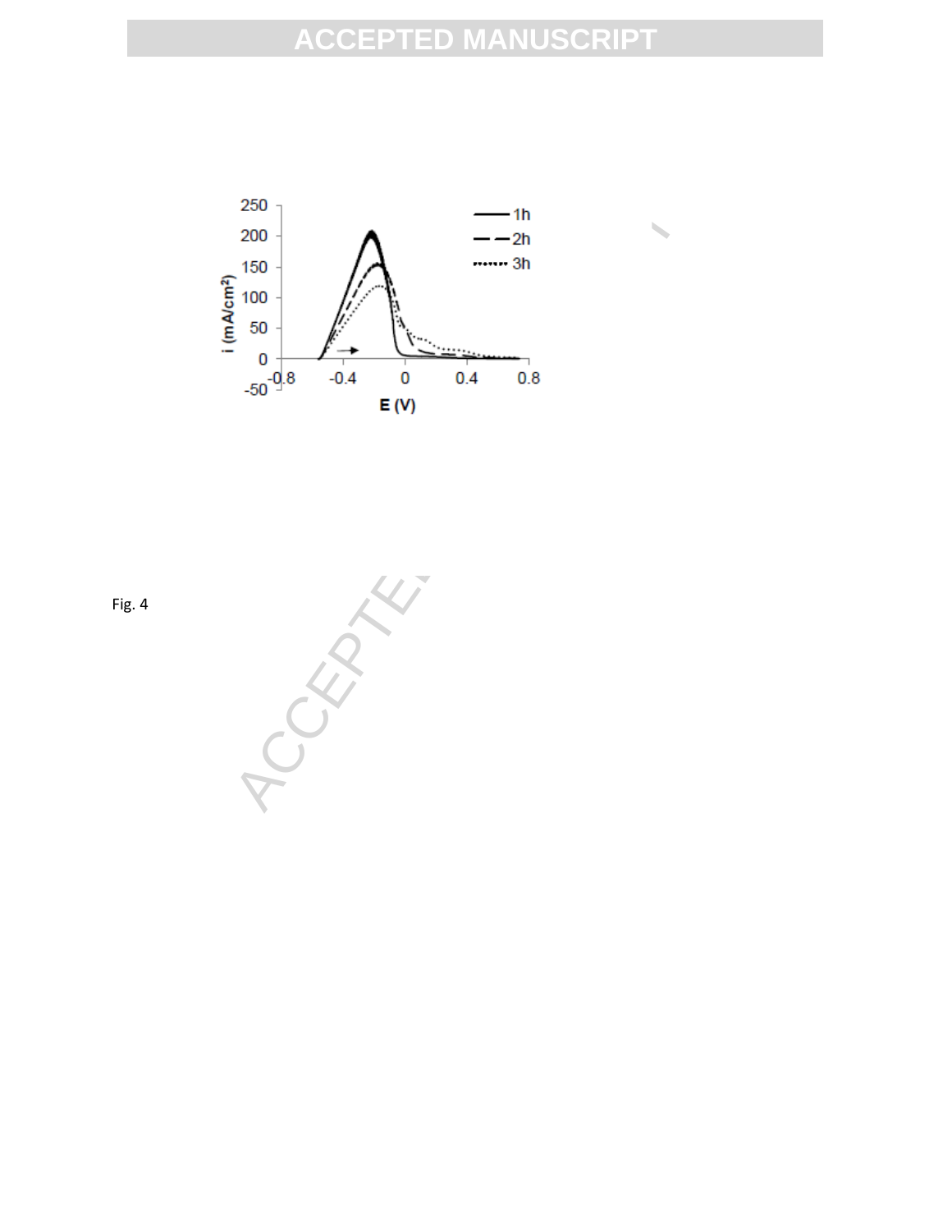Fig. 4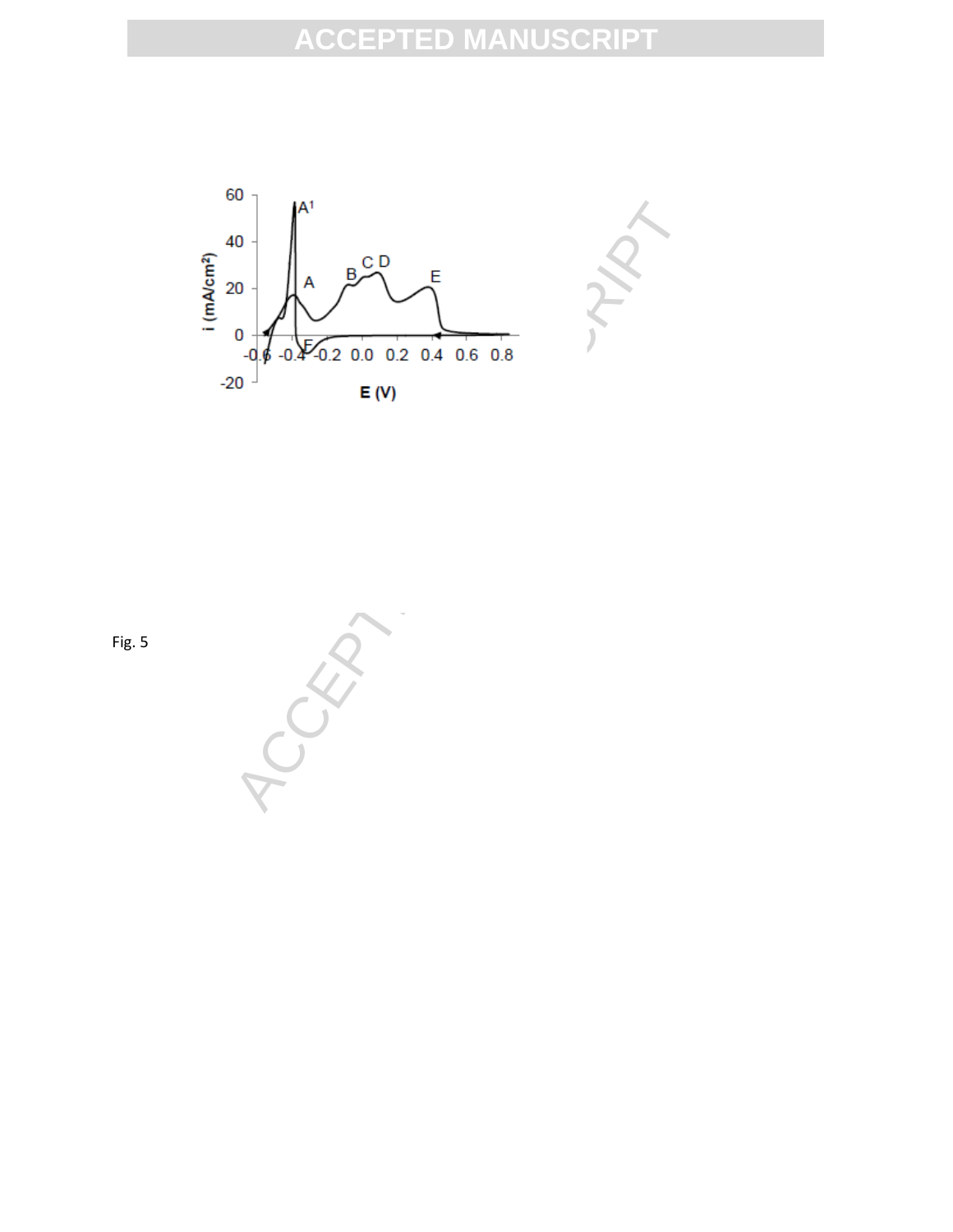Fig. 5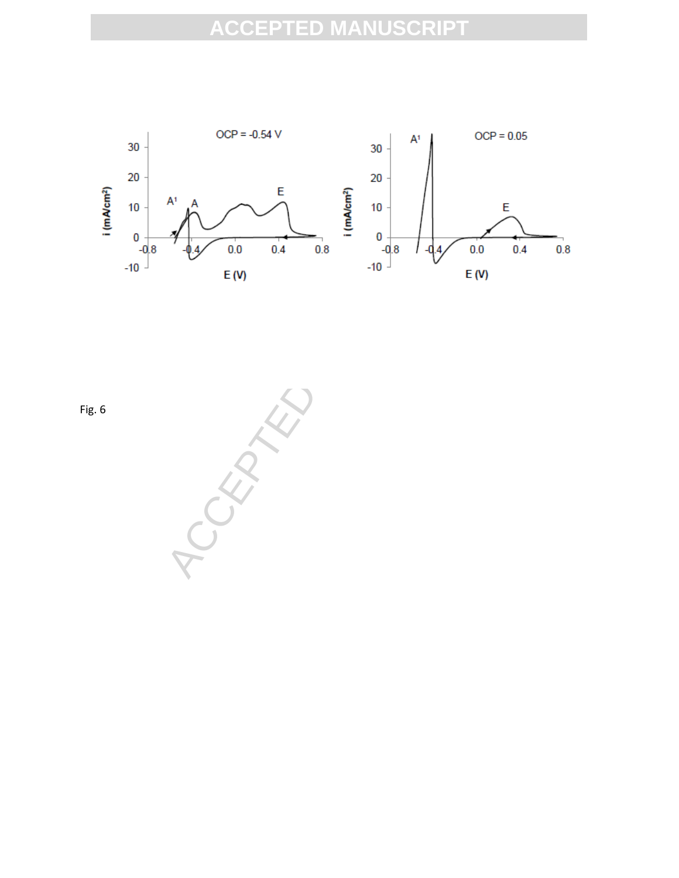Fig. 6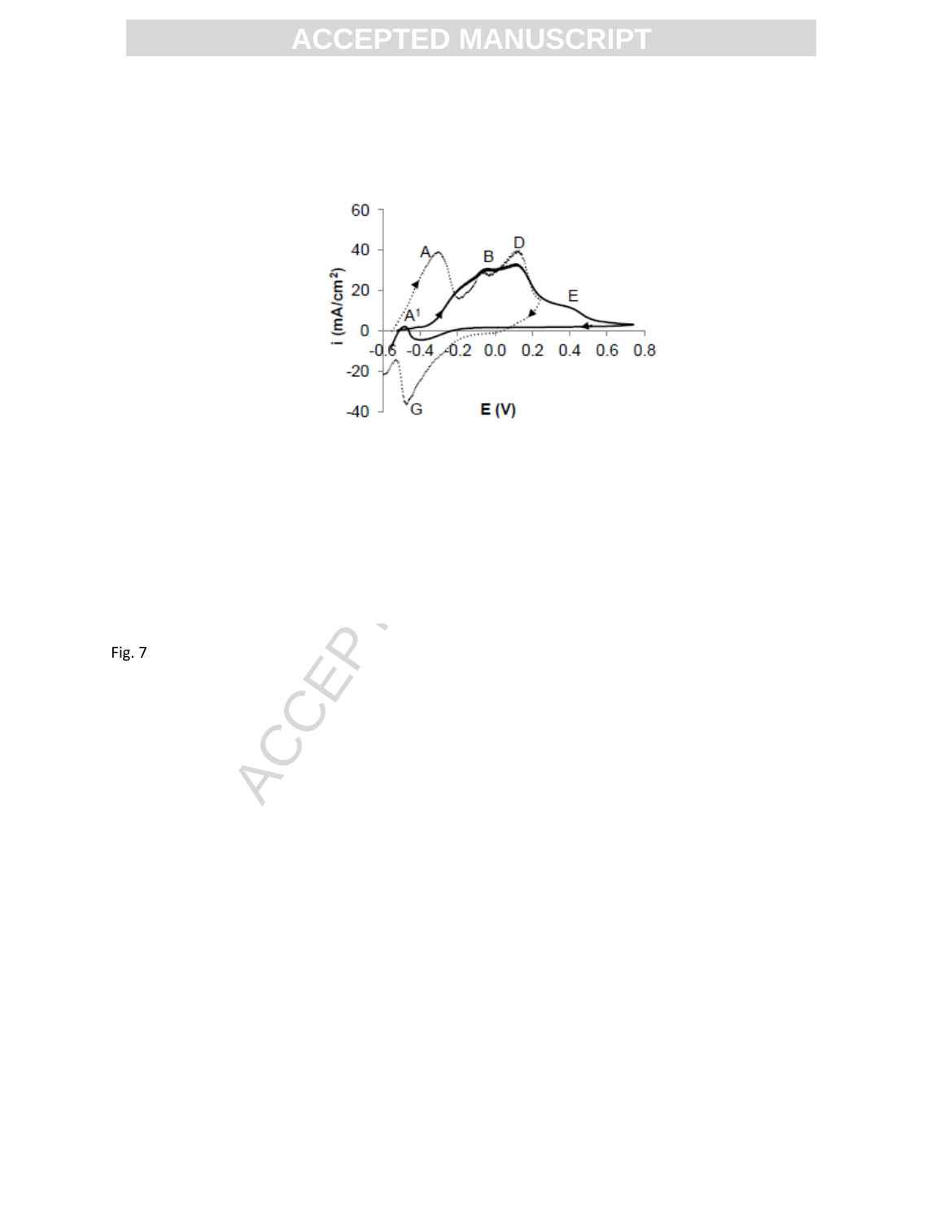Fig. 7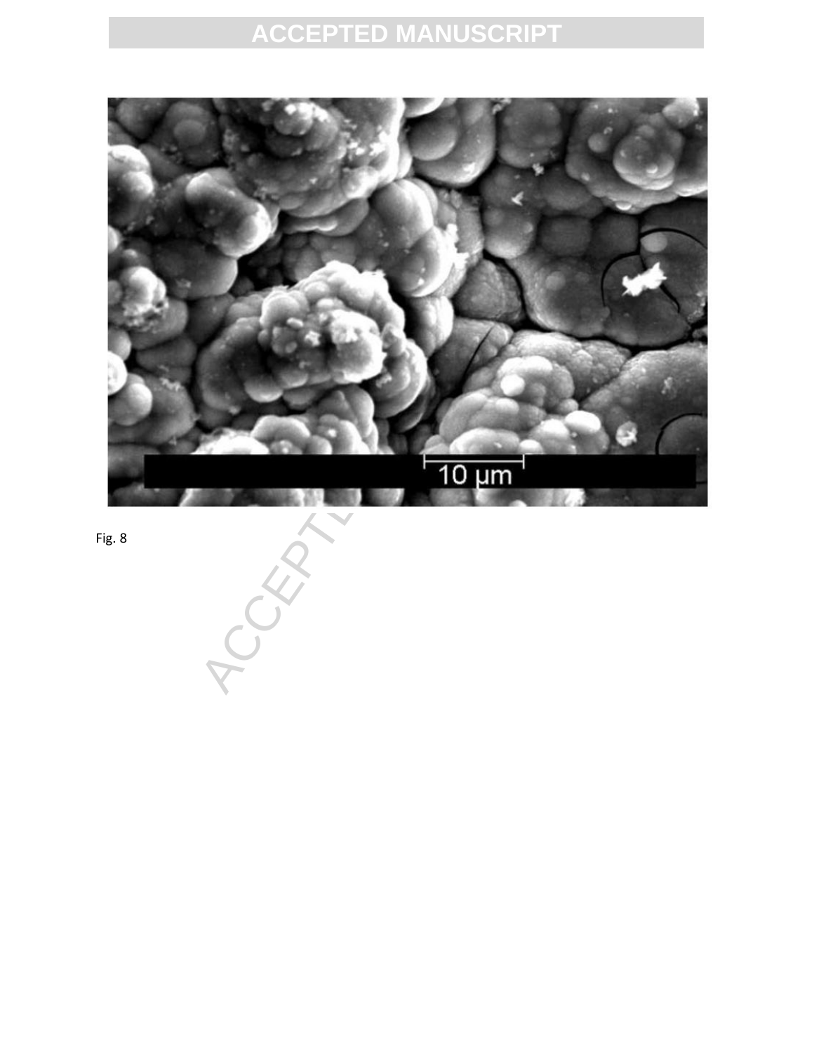Fig. 8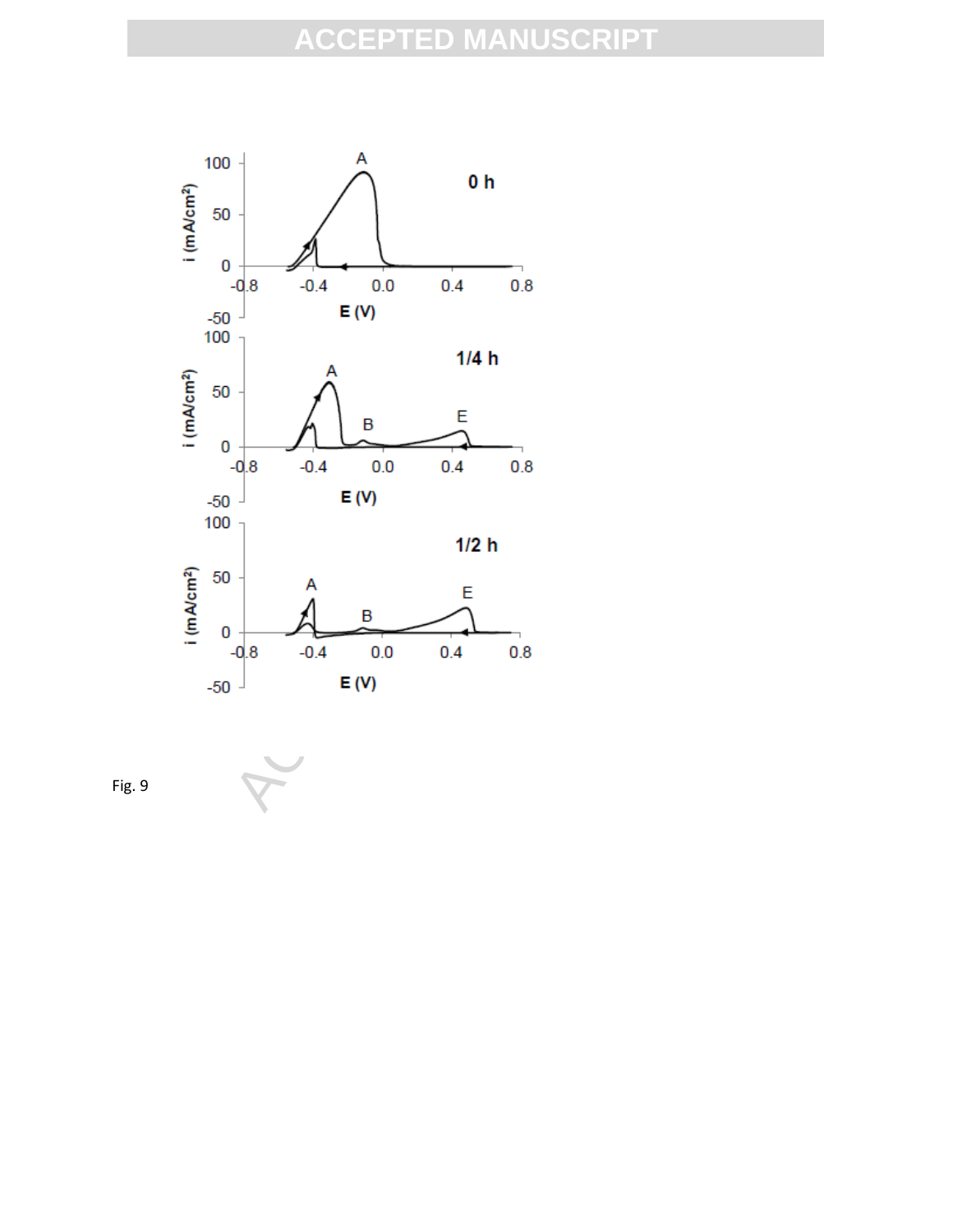Fig. 9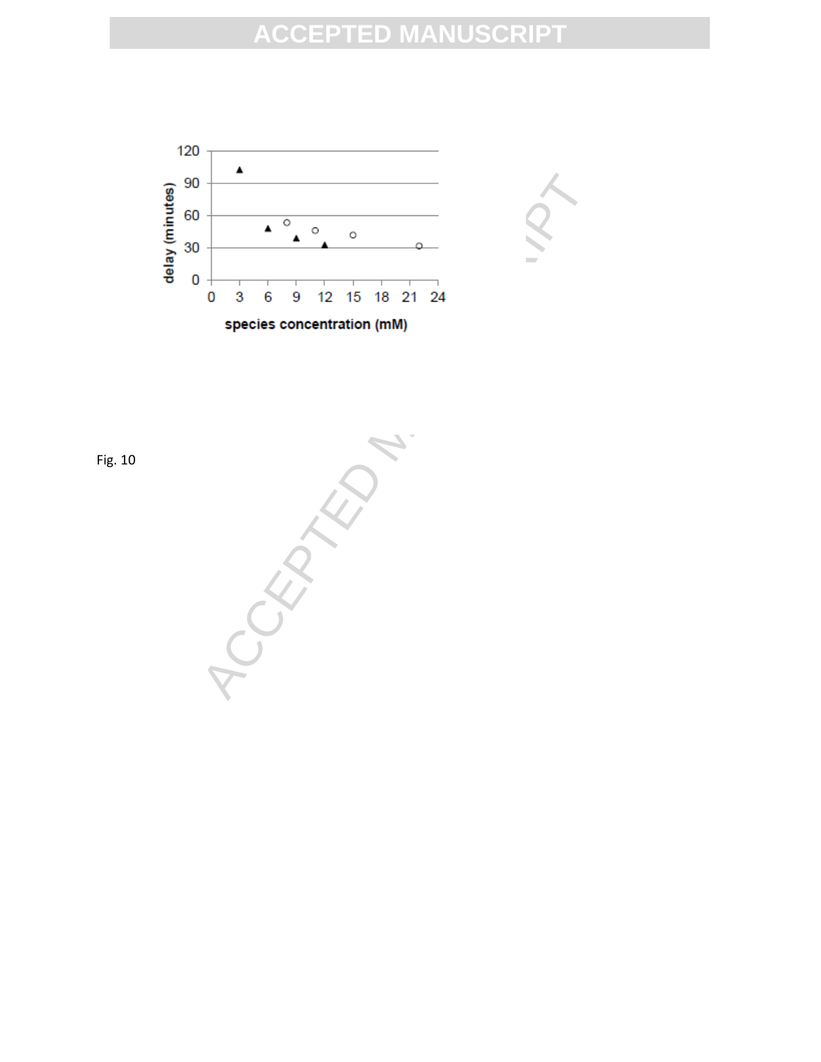Fig. 10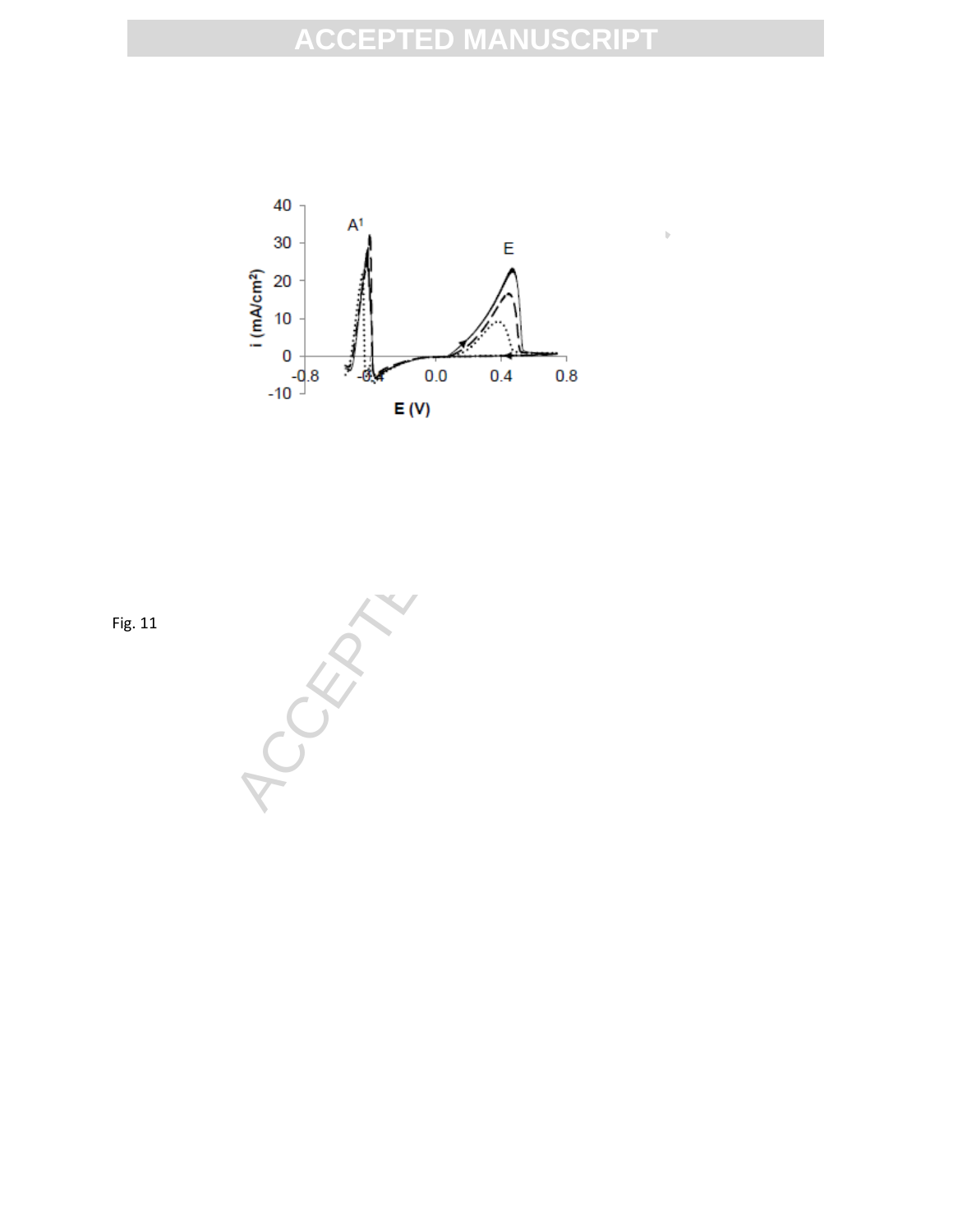Fig. 11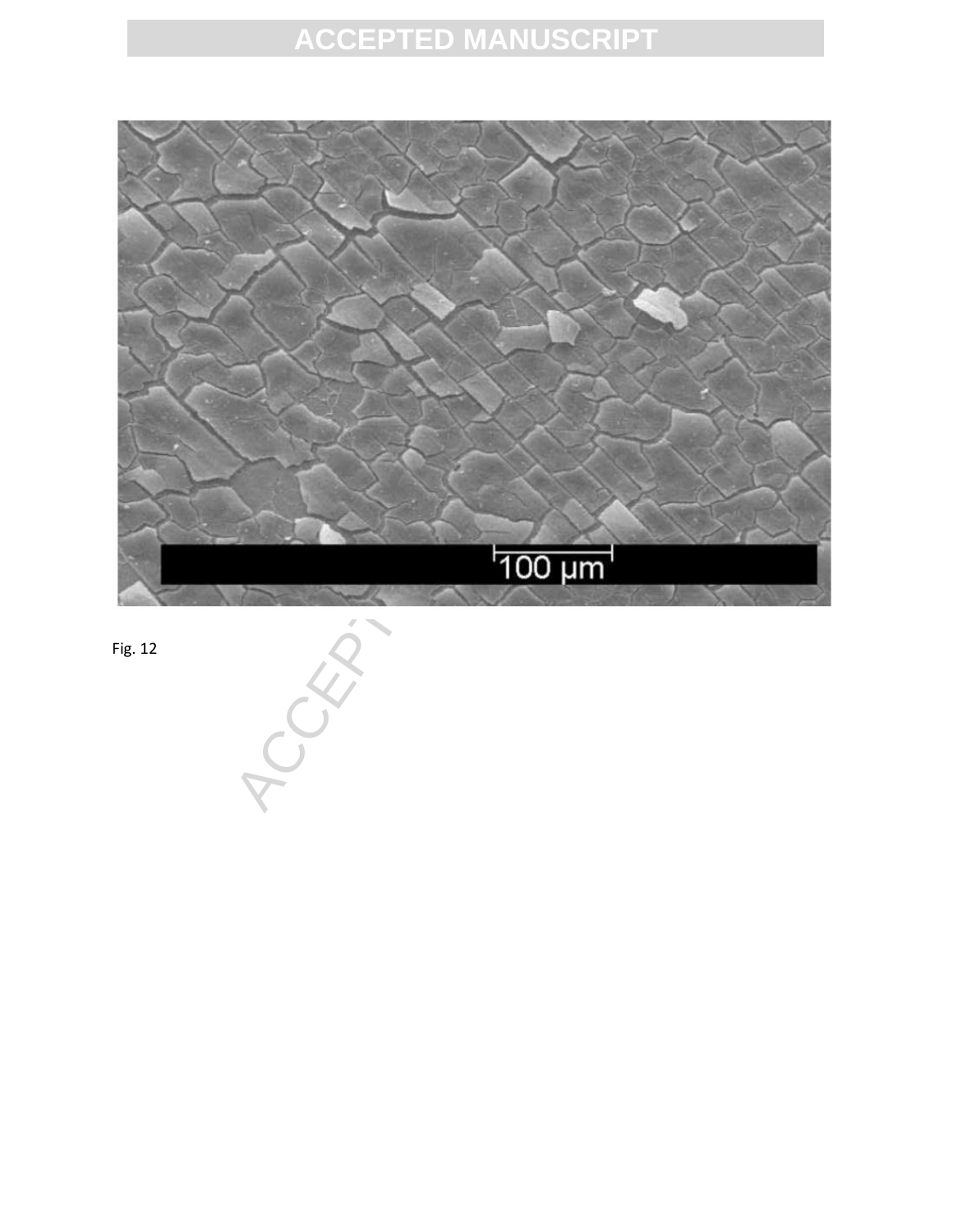Fig. 12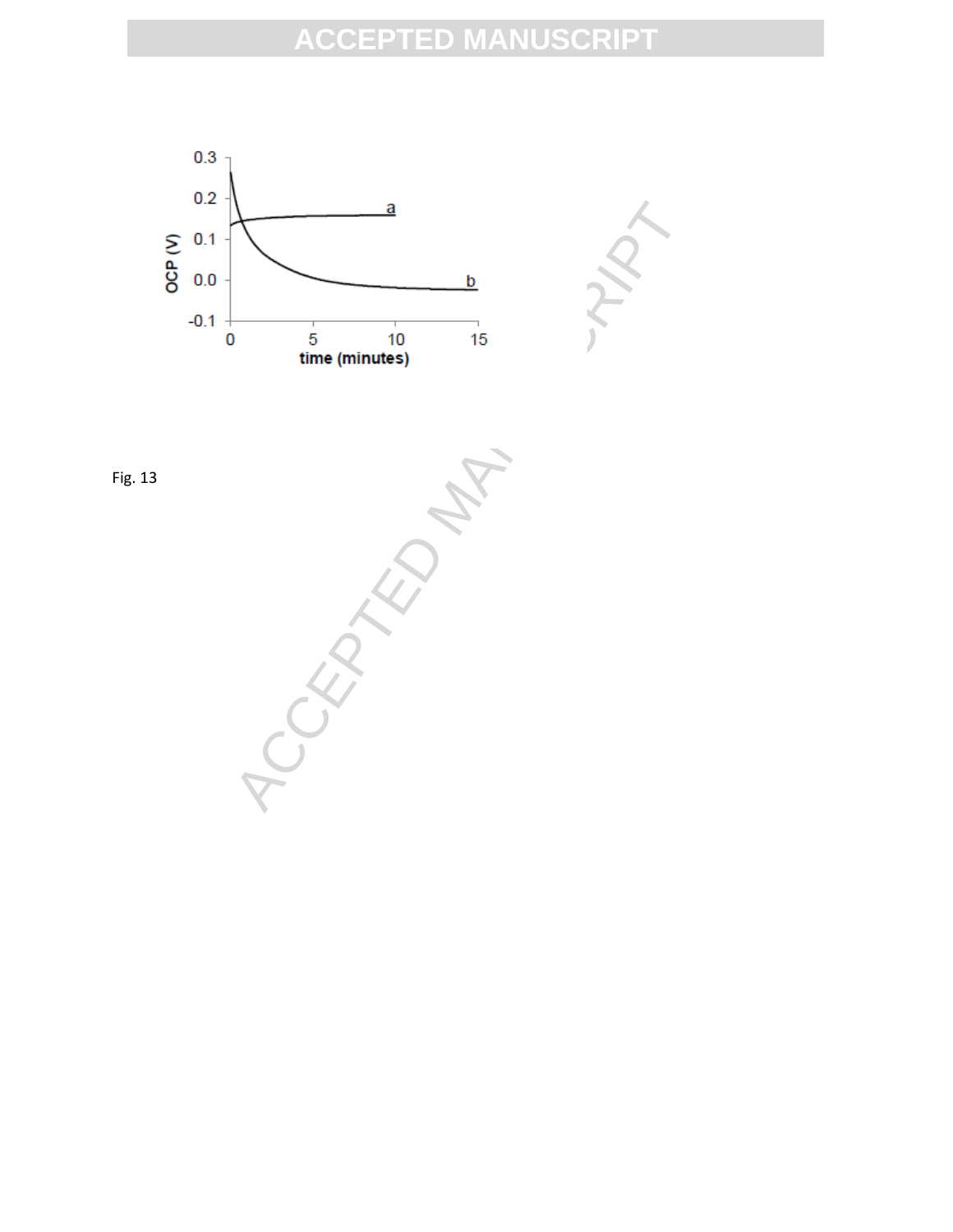Fig. 13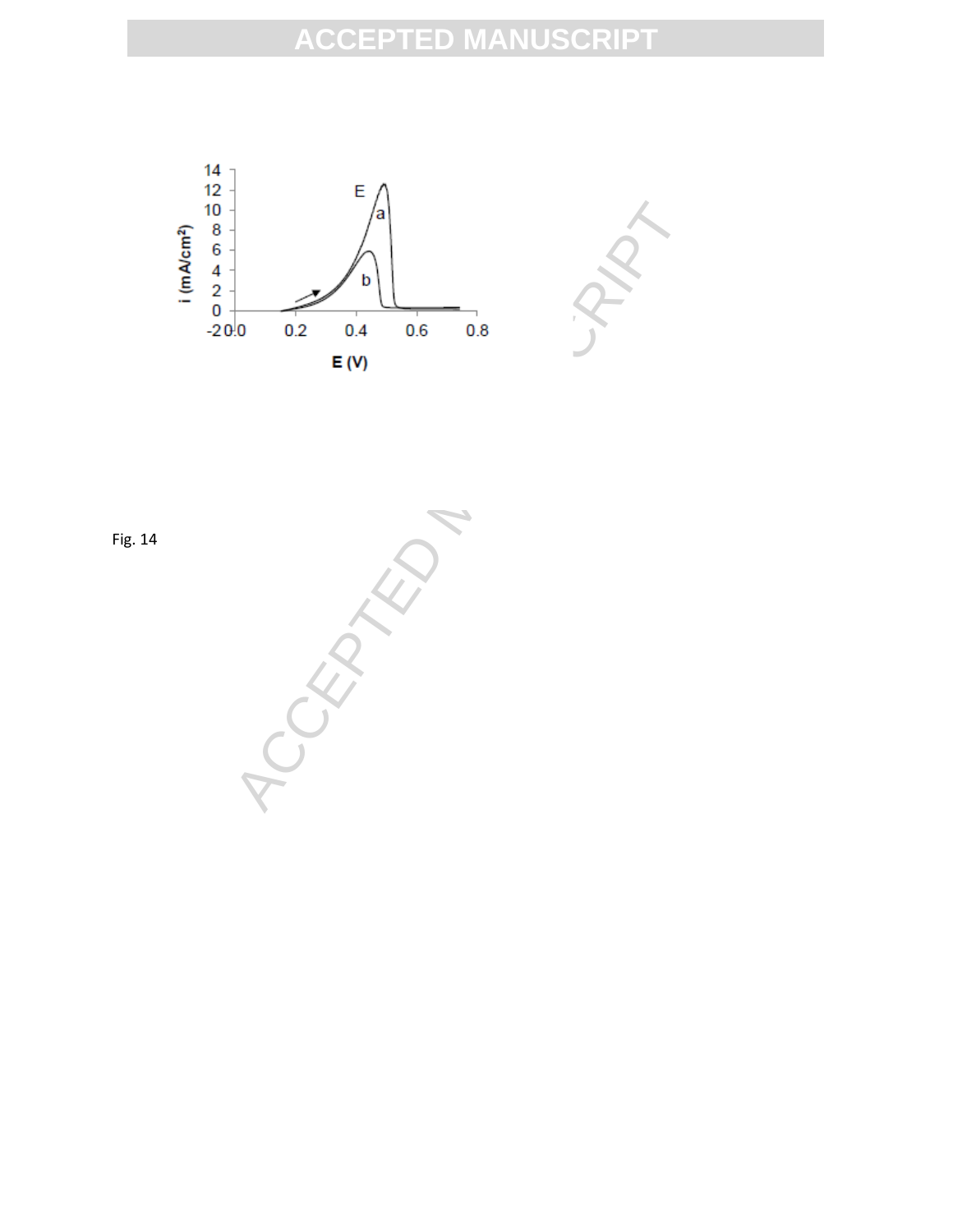Fig. 14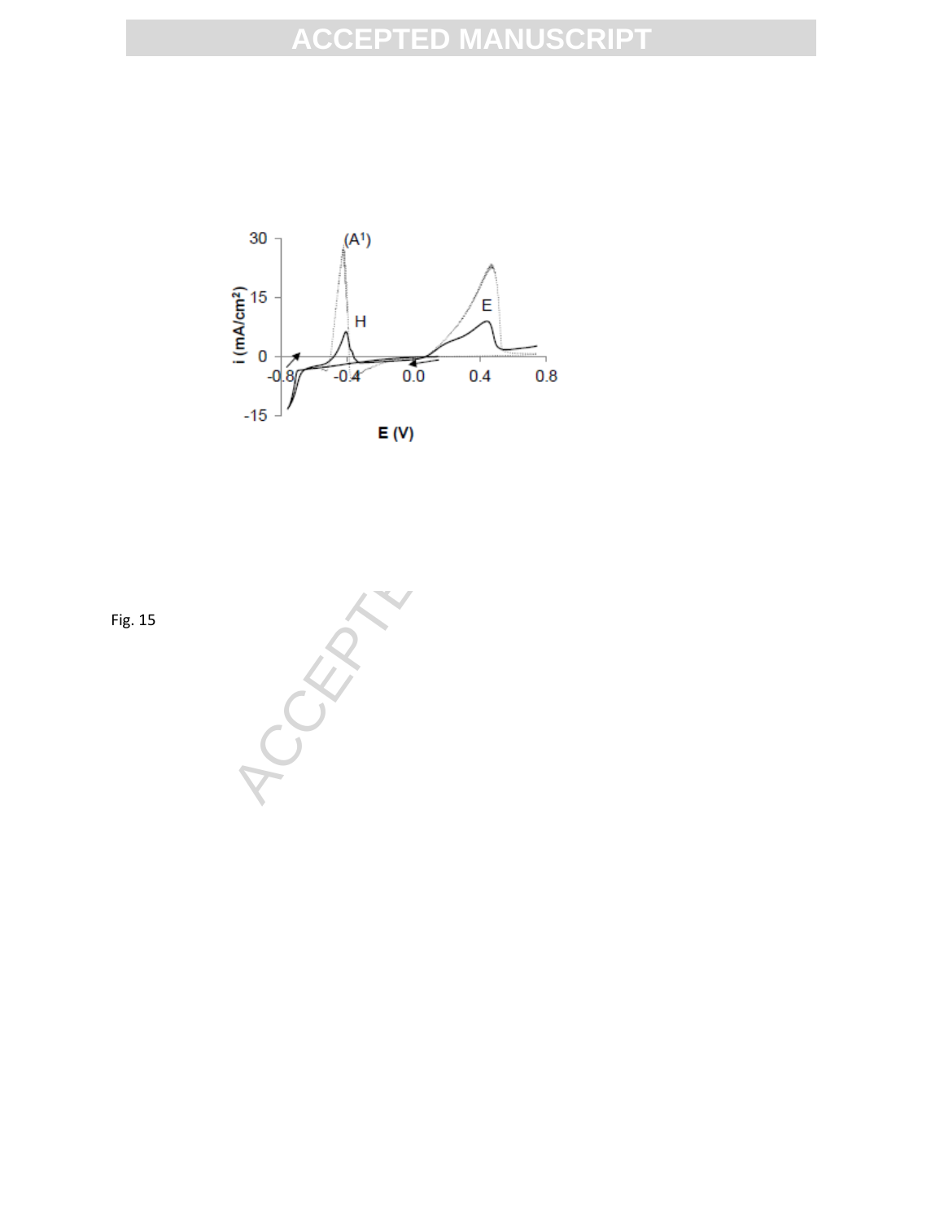Fig. 15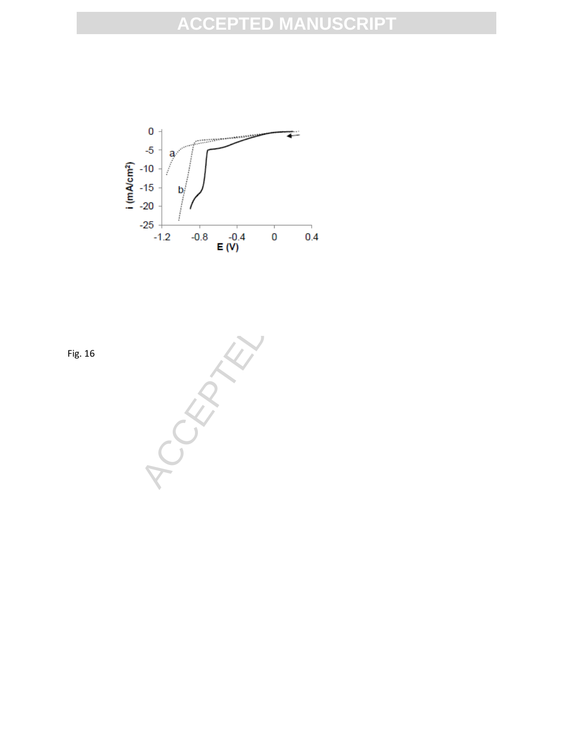Fig. 16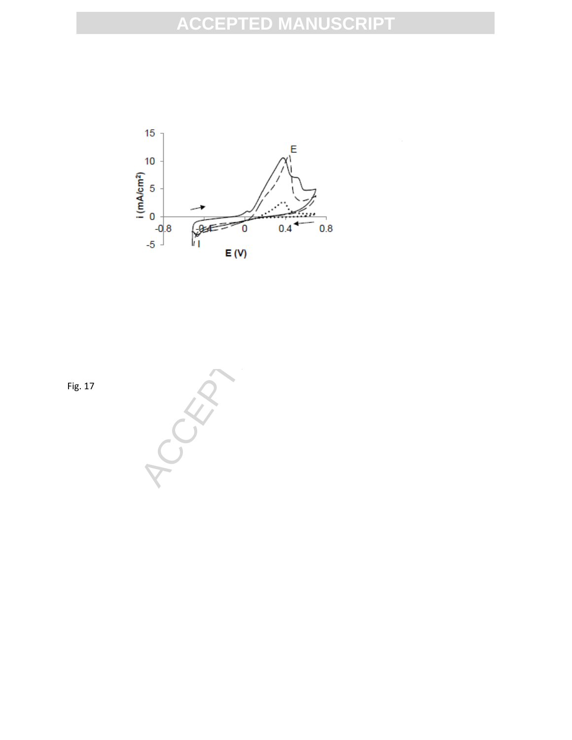Fig. 17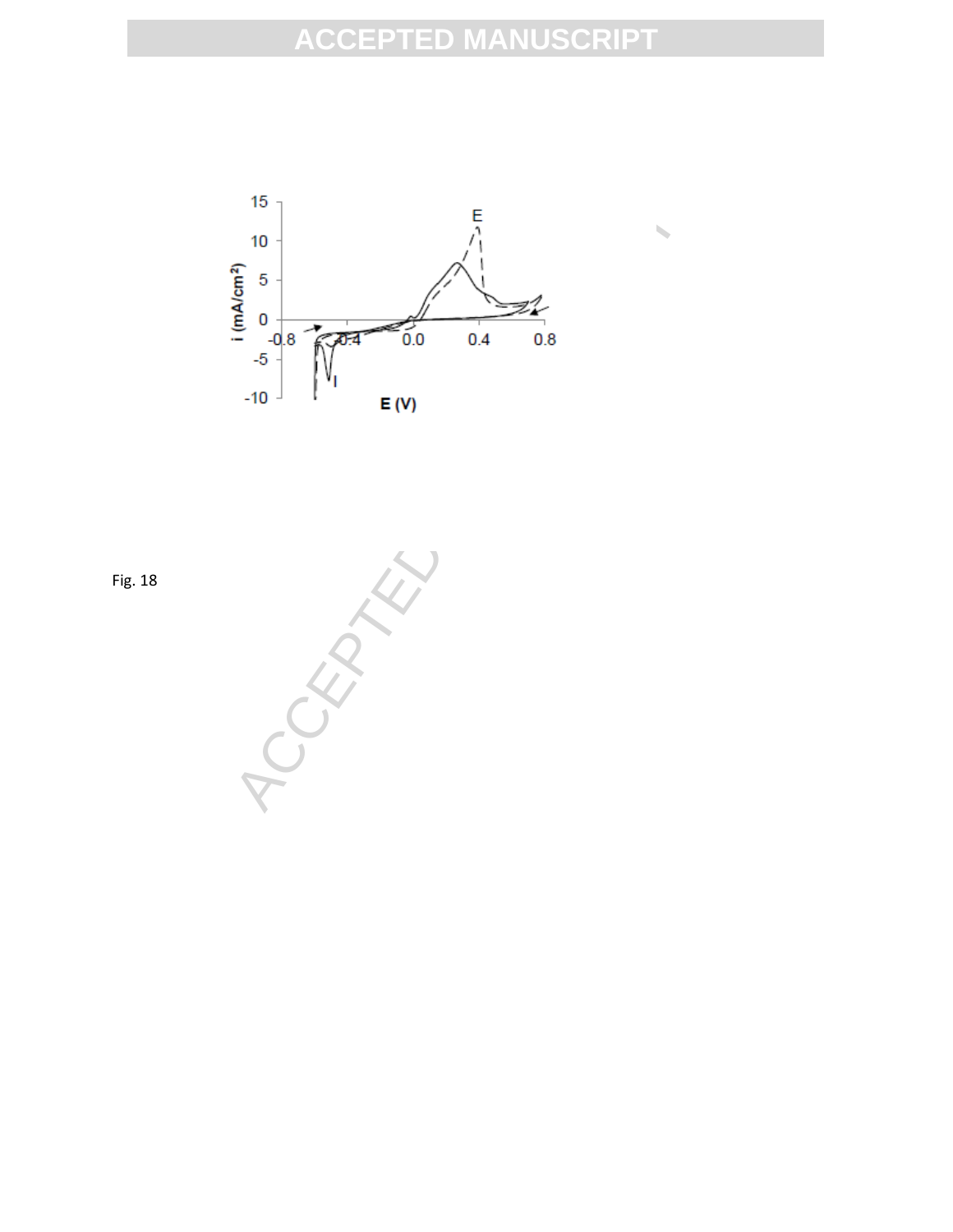Fig. 18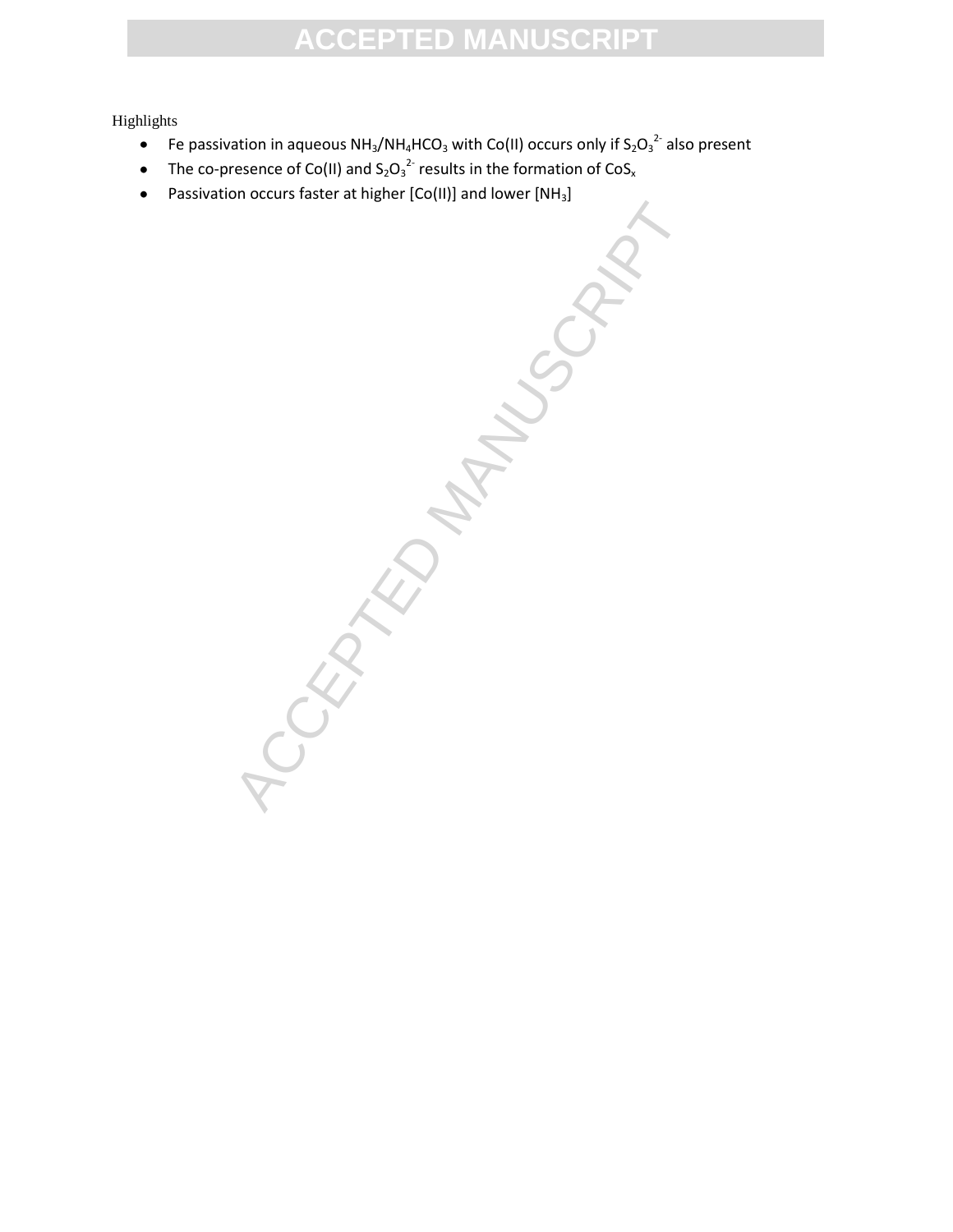Highlights

- Fe passivation in aqueous $NH_3/NH_4HCO_3$ with Co(II) occurs only if $S_2O_3^{2-}$ also present
- The co-presence of Co(II) and $S_2O_3^{2-}$ results in the formation of $CoS_x$
- Passivation occurs faster at higher [Co(II)] and lower [$NH_3$]